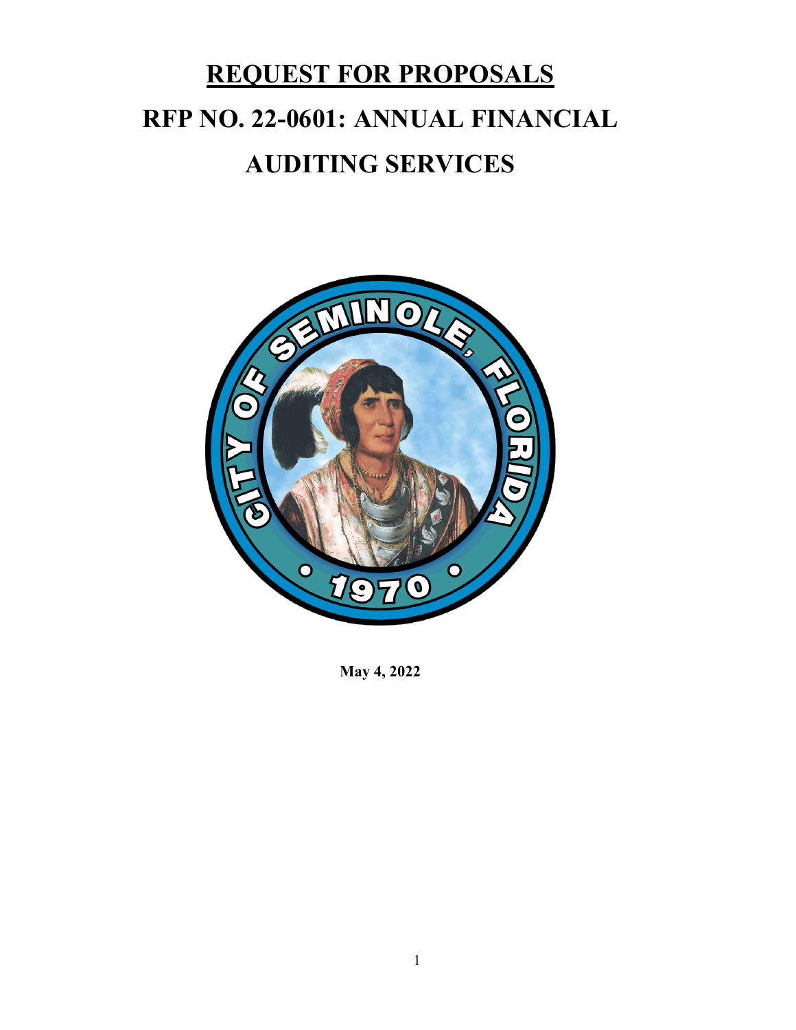# REQUEST FOR PROPOSALS

# RFP NO. 22-0601: ANNUAL FINANCIAL AUDITING SERVICES

**May 4, 2022**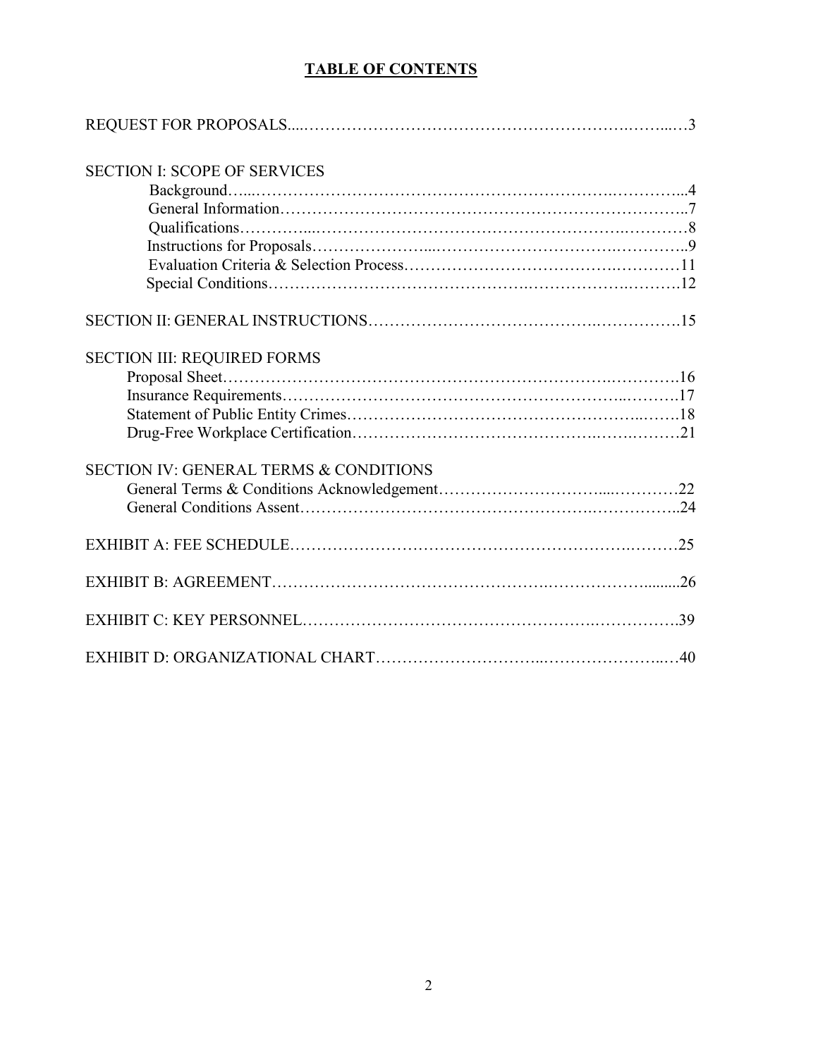# TABLE OF CONTENTS

REQUEST FOR PROPOSALS....……………………………………………………………...…3

SECTION I: SCOPE OF SERVICES
- Background…...……………………………………………………………………...4
- General Information…………………………………………………………………..7
- Qualifications…………...………………………………………………………………8
- Instructions for Proposals…………………...………………………………………..9
- Evaluation Criteria & Selection Process……………………………………………11
- Special Conditions……………………………………………………………………12

SECTION II: GENERAL INSTRUCTIONS……………………………………………………15

SECTION III: REQUIRED FORMS
- Proposal Sheet……………………………………………………………………………16
- Insurance Requirements………………………………………………………………17
- Statement of Public Entity Crimes……………………………………………………18
- Drug-Free Workplace Certification…………………………………………………21

SECTION IV: GENERAL TERMS & CONDITIONS
- General Terms & Conditions Acknowledgement……………………………...……22
- General Conditions Assent…………………………………………………………..24

EXHIBIT A: FEE SCHEDULE…………………………………………………………………25

EXHIBIT B: AGREEMENT……………………………………………………………..........26

EXHIBIT C: KEY PERSONNEL………………………………………………………………39

EXHIBIT D: ORGANIZATIONAL CHART…………………………...……………………..…40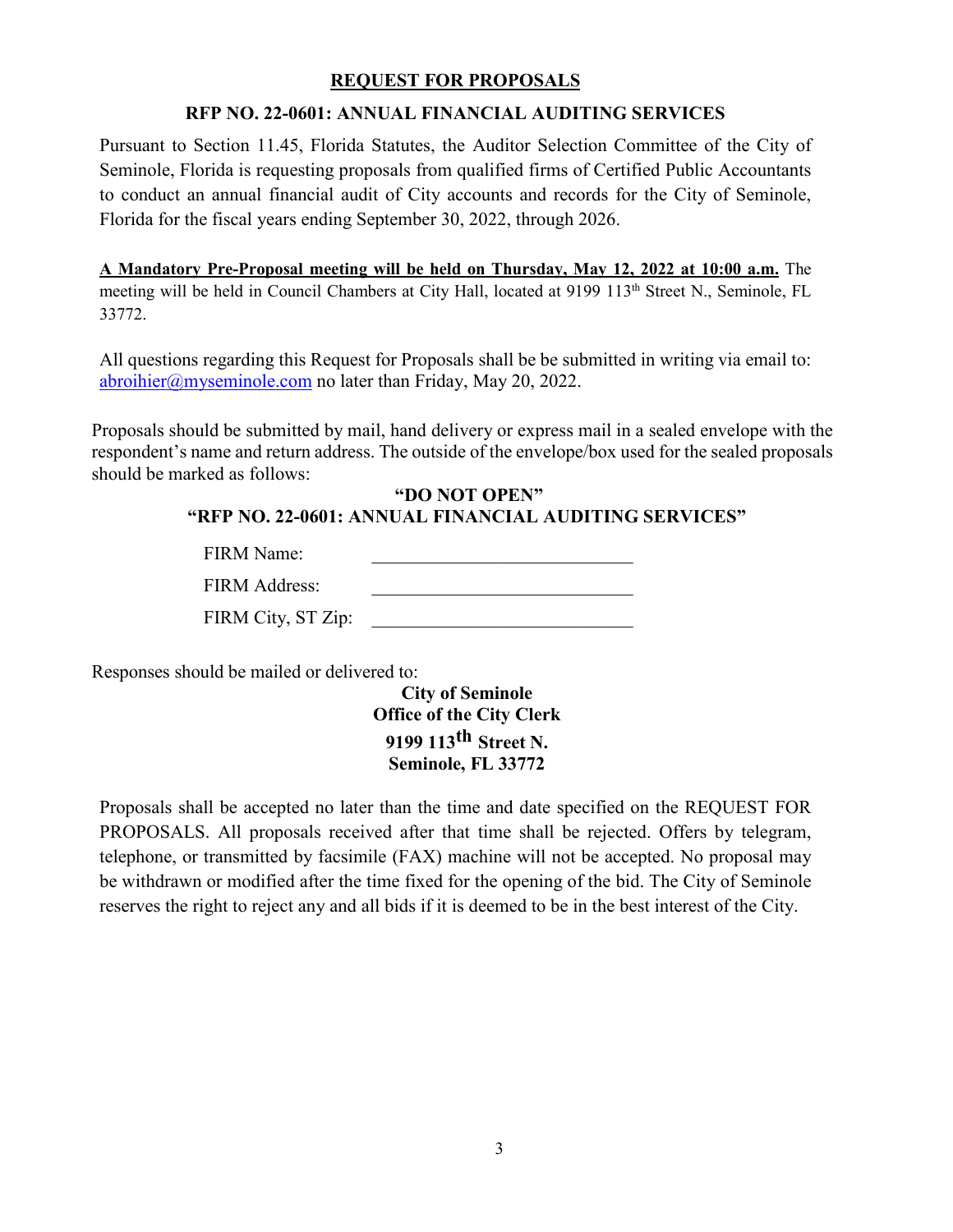# REQUEST FOR PROPOSALS

## RFP NO. 22-0601: ANNUAL FINANCIAL AUDITING SERVICES

Pursuant to Section 11.45, Florida Statutes, the Auditor Selection Committee of the City of Seminole, Florida is requesting proposals from qualified firms of Certified Public Accountants to conduct an annual financial audit of City accounts and records for the City of Seminole, Florida for the fiscal years ending September 30, 2022, through 2026.

**A Mandatory Pre-Proposal meeting will be held on Thursday, May 12, 2022 at 10:00 a.m.** The meeting will be held in Council Chambers at City Hall, located at 9199 113th Street N., Seminole, FL 33772.

All questions regarding this Request for Proposals shall be be submitted in writing via email to: abroihier@myseminole.com no later than Friday, May 20, 2022.

Proposals should be submitted by mail, hand delivery or express mail in a sealed envelope with the respondent's name and return address. The outside of the envelope/box used for the sealed proposals should be marked as follows:

**"DO NOT OPEN"**
**"RFP NO. 22-0601: ANNUAL FINANCIAL AUDITING SERVICES"**

FIRM Name: ____________________________

FIRM Address: ____________________________

FIRM City, ST Zip: ____________________________

Responses should be mailed or delivered to:

**City of Seminole**
**Office of the City Clerk**
**9199 113th Street N.**
**Seminole, FL 33772**

Proposals shall be accepted no later than the time and date specified on the REQUEST FOR PROPOSALS. All proposals received after that time shall be rejected. Offers by telegram, telephone, or transmitted by facsimile (FAX) machine will not be accepted. No proposal may be withdrawn or modified after the time fixed for the opening of the bid. The City of Seminole reserves the right to reject any and all bids if it is deemed to be in the best interest of the City.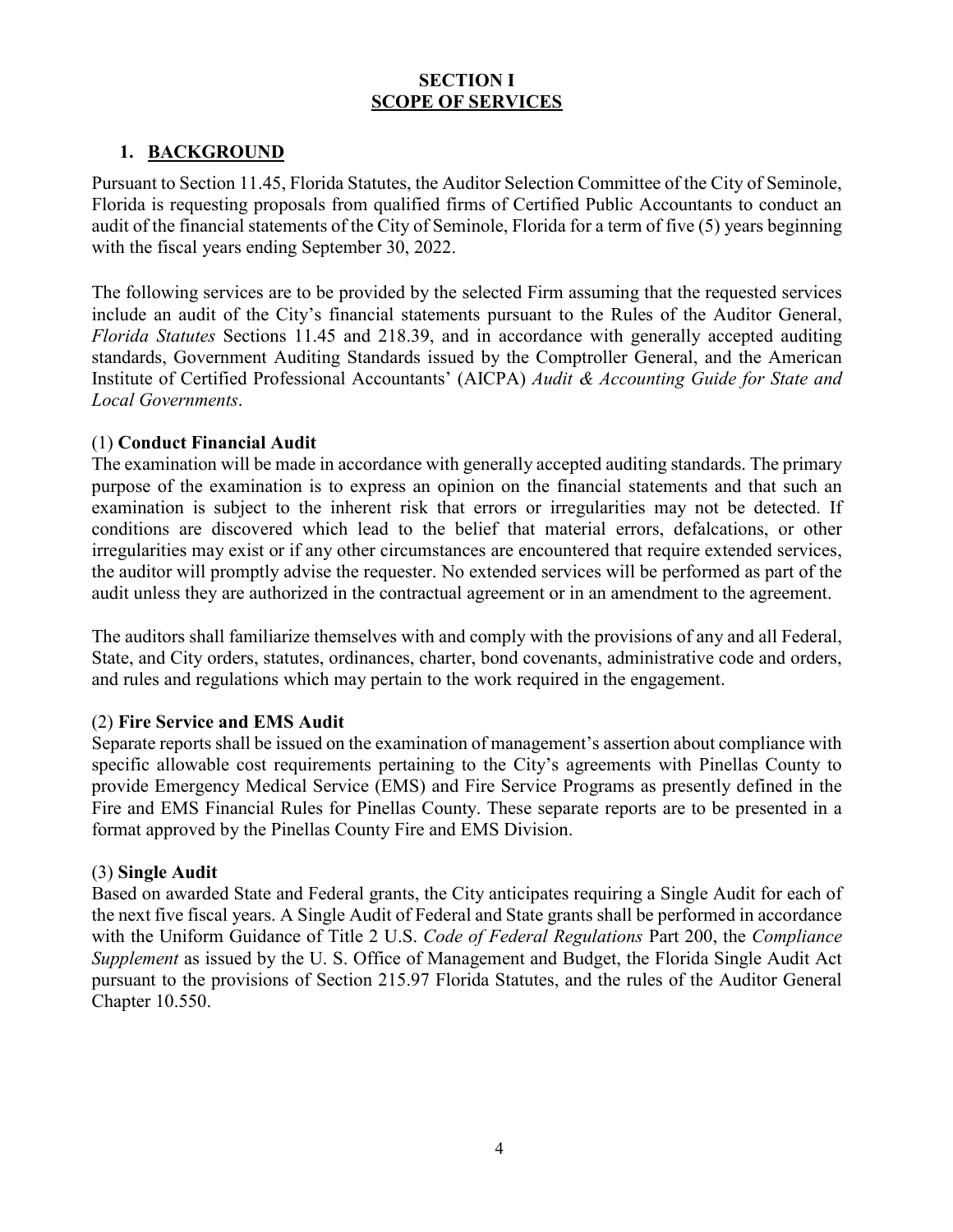# SECTION I
## SCOPE OF SERVICES

### 1. BACKGROUND

Pursuant to Section 11.45, Florida Statutes, the Auditor Selection Committee of the City of Seminole, Florida is requesting proposals from qualified firms of Certified Public Accountants to conduct an audit of the financial statements of the City of Seminole, Florida for a term of five (5) years beginning with the fiscal years ending September 30, 2022.

The following services are to be provided by the selected Firm assuming that the requested services include an audit of the City's financial statements pursuant to the Rules of the Auditor General, *Florida Statutes* Sections 11.45 and 218.39, and in accordance with generally accepted auditing standards, Government Auditing Standards issued by the Comptroller General, and the American Institute of Certified Professional Accountants' (AICPA) *Audit & Accounting Guide for State and Local Governments*.

(1) **Conduct Financial Audit**

The examination will be made in accordance with generally accepted auditing standards. The primary purpose of the examination is to express an opinion on the financial statements and that such an examination is subject to the inherent risk that errors or irregularities may not be detected. If conditions are discovered which lead to the belief that material errors, defalcations, or other irregularities may exist or if any other circumstances are encountered that require extended services, the auditor will promptly advise the requester. No extended services will be performed as part of the audit unless they are authorized in the contractual agreement or in an amendment to the agreement.

The auditors shall familiarize themselves with and comply with the provisions of any and all Federal, State, and City orders, statutes, ordinances, charter, bond covenants, administrative code and orders, and rules and regulations which may pertain to the work required in the engagement.

(2) **Fire Service and EMS Audit**

Separate reports shall be issued on the examination of management's assertion about compliance with specific allowable cost requirements pertaining to the City's agreements with Pinellas County to provide Emergency Medical Service (EMS) and Fire Service Programs as presently defined in the Fire and EMS Financial Rules for Pinellas County. These separate reports are to be presented in a format approved by the Pinellas County Fire and EMS Division.

(3) **Single Audit**

Based on awarded State and Federal grants, the City anticipates requiring a Single Audit for each of the next five fiscal years. A Single Audit of Federal and State grants shall be performed in accordance with the Uniform Guidance of Title 2 U.S. *Code of Federal Regulations* Part 200, the *Compliance Supplement* as issued by the U. S. Office of Management and Budget, the Florida Single Audit Act pursuant to the provisions of Section 215.97 Florida Statutes, and the rules of the Auditor General Chapter 10.550.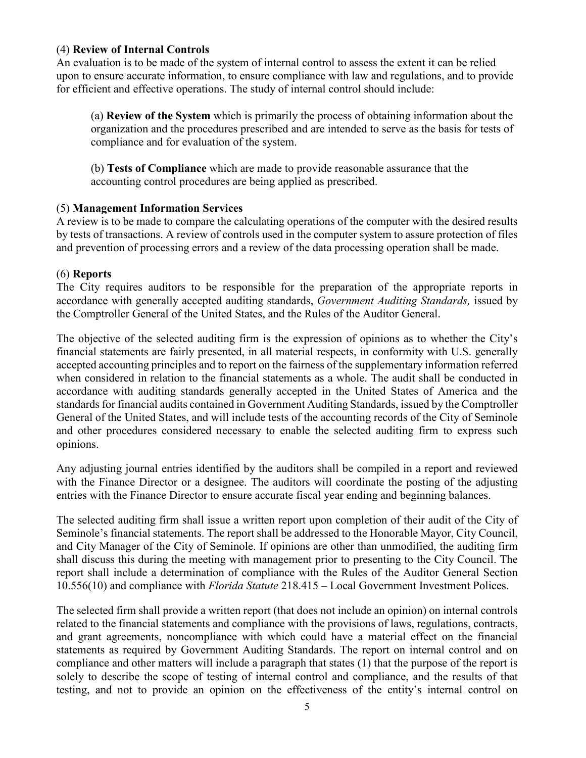(4) **Review of Internal Controls**

An evaluation is to be made of the system of internal control to assess the extent it can be relied upon to ensure accurate information, to ensure compliance with law and regulations, and to provide for efficient and effective operations. The study of internal control should include:

> (a) **Review of the System** which is primarily the process of obtaining information about the organization and the procedures prescribed and are intended to serve as the basis for tests of compliance and for evaluation of the system.
>
> (b) **Tests of Compliance** which are made to provide reasonable assurance that the accounting control procedures are being applied as prescribed.

(5) **Management Information Services**

A review is to be made to compare the calculating operations of the computer with the desired results by tests of transactions. A review of controls used in the computer system to assure protection of files and prevention of processing errors and a review of the data processing operation shall be made.

(6) **Reports**

The City requires auditors to be responsible for the preparation of the appropriate reports in accordance with generally accepted auditing standards, *Government Auditing Standards,* issued by the Comptroller General of the United States, and the Rules of the Auditor General.

The objective of the selected auditing firm is the expression of opinions as to whether the City's financial statements are fairly presented, in all material respects, in conformity with U.S. generally accepted accounting principles and to report on the fairness of the supplementary information referred when considered in relation to the financial statements as a whole. The audit shall be conducted in accordance with auditing standards generally accepted in the United States of America and the standards for financial audits contained in Government Auditing Standards, issued by the Comptroller General of the United States, and will include tests of the accounting records of the City of Seminole and other procedures considered necessary to enable the selected auditing firm to express such opinions.

Any adjusting journal entries identified by the auditors shall be compiled in a report and reviewed with the Finance Director or a designee. The auditors will coordinate the posting of the adjusting entries with the Finance Director to ensure accurate fiscal year ending and beginning balances.

The selected auditing firm shall issue a written report upon completion of their audit of the City of Seminole's financial statements. The report shall be addressed to the Honorable Mayor, City Council, and City Manager of the City of Seminole. If opinions are other than unmodified, the auditing firm shall discuss this during the meeting with management prior to presenting to the City Council. The report shall include a determination of compliance with the Rules of the Auditor General Section 10.556(10) and compliance with *Florida Statute* 218.415 – Local Government Investment Polices.

The selected firm shall provide a written report (that does not include an opinion) on internal controls related to the financial statements and compliance with the provisions of laws, regulations, contracts, and grant agreements, noncompliance with which could have a material effect on the financial statements as required by Government Auditing Standards. The report on internal control and on compliance and other matters will include a paragraph that states (1) that the purpose of the report is solely to describe the scope of testing of internal control and compliance, and the results of that testing, and not to provide an opinion on the effectiveness of the entity's internal control on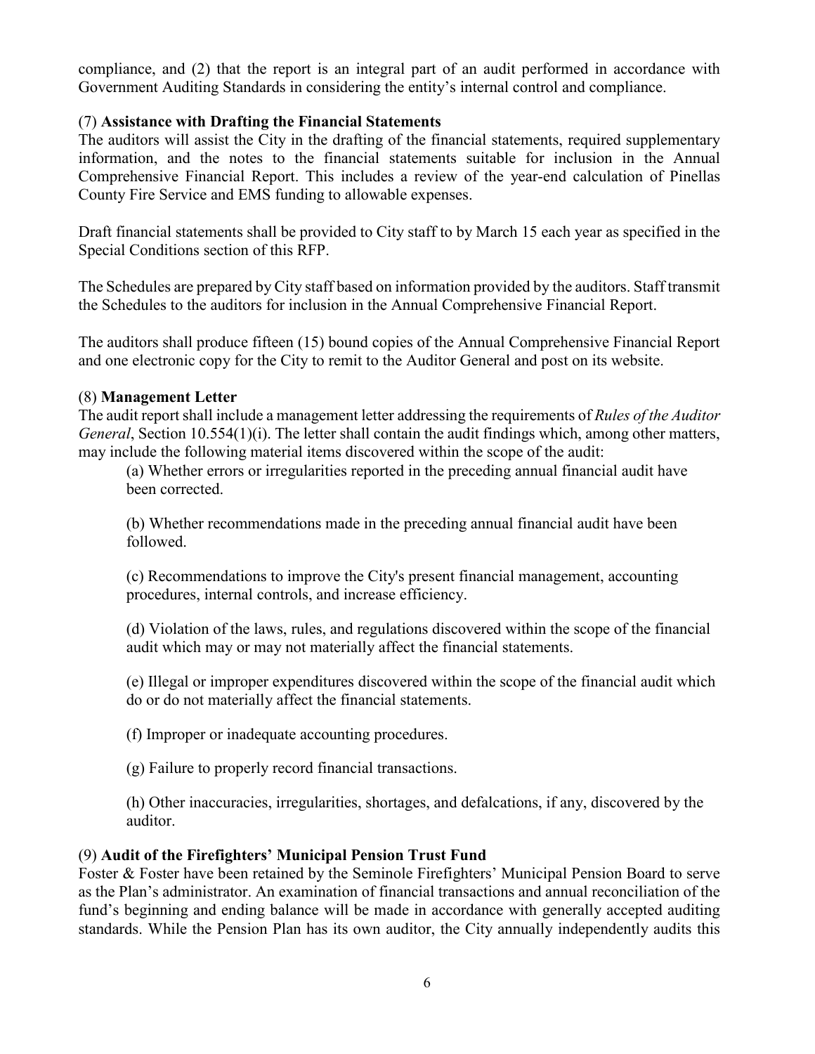compliance, and (2) that the report is an integral part of an audit performed in accordance with Government Auditing Standards in considering the entity's internal control and compliance.

(7) **Assistance with Drafting the Financial Statements**

The auditors will assist the City in the drafting of the financial statements, required supplementary information, and the notes to the financial statements suitable for inclusion in the Annual Comprehensive Financial Report. This includes a review of the year-end calculation of Pinellas County Fire Service and EMS funding to allowable expenses.

Draft financial statements shall be provided to City staff to by March 15 each year as specified in the Special Conditions section of this RFP.

The Schedules are prepared by City staff based on information provided by the auditors. Staff transmit the Schedules to the auditors for inclusion in the Annual Comprehensive Financial Report.

The auditors shall produce fifteen (15) bound copies of the Annual Comprehensive Financial Report and one electronic copy for the City to remit to the Auditor General and post on its website.

(8) **Management Letter**

The audit report shall include a management letter addressing the requirements of *Rules of the Auditor General*, Section 10.554(1)(i). The letter shall contain the audit findings which, among other matters, may include the following material items discovered within the scope of the audit:

(a) Whether errors or irregularities reported in the preceding annual financial audit have been corrected.

(b) Whether recommendations made in the preceding annual financial audit have been followed.

(c) Recommendations to improve the City's present financial management, accounting procedures, internal controls, and increase efficiency.

(d) Violation of the laws, rules, and regulations discovered within the scope of the financial audit which may or may not materially affect the financial statements.

(e) Illegal or improper expenditures discovered within the scope of the financial audit which do or do not materially affect the financial statements.

(f) Improper or inadequate accounting procedures.

(g) Failure to properly record financial transactions.

(h) Other inaccuracies, irregularities, shortages, and defalcations, if any, discovered by the auditor.

(9) **Audit of the Firefighters' Municipal Pension Trust Fund**

Foster & Foster have been retained by the Seminole Firefighters' Municipal Pension Board to serve as the Plan's administrator. An examination of financial transactions and annual reconciliation of the fund's beginning and ending balance will be made in accordance with generally accepted auditing standards. While the Pension Plan has its own auditor, the City annually independently audits this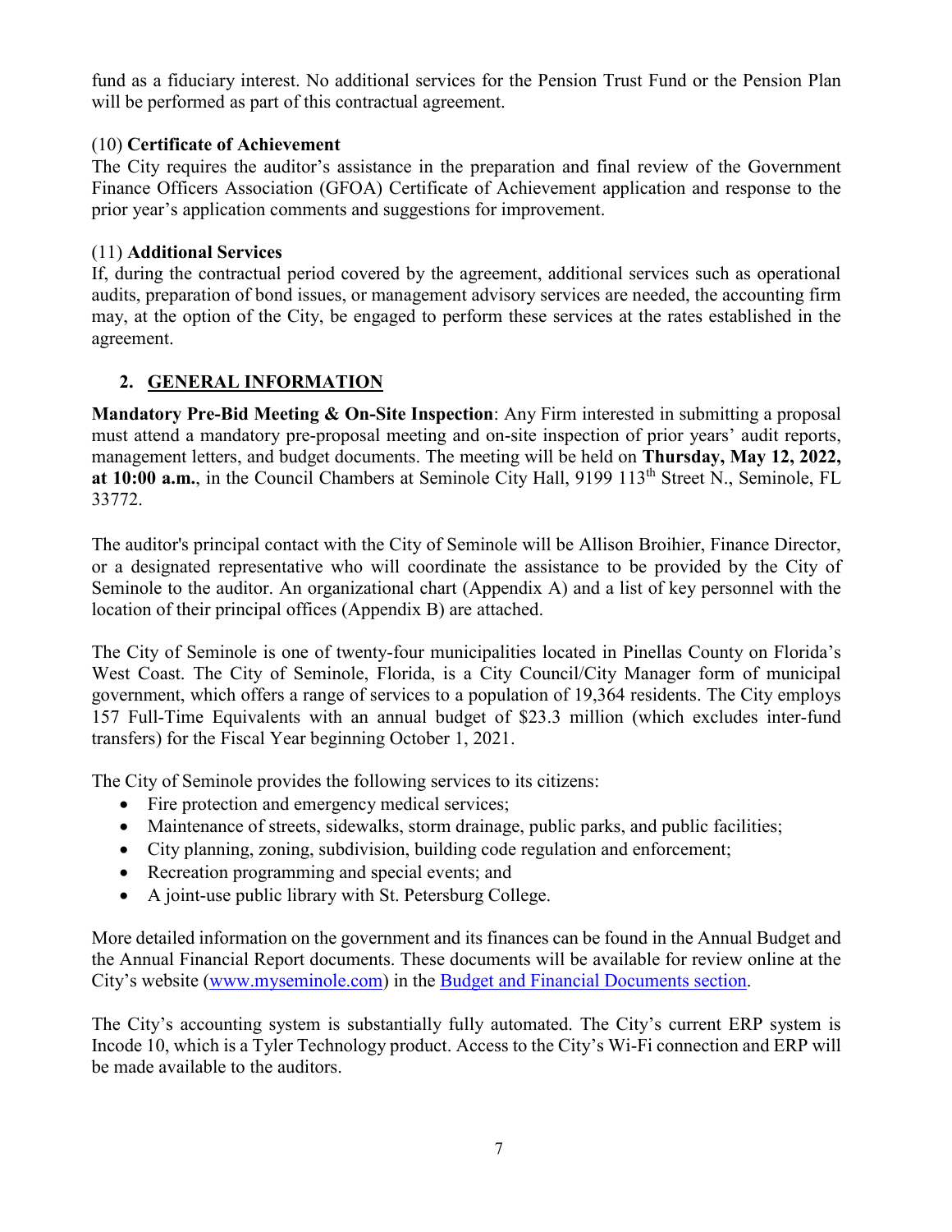fund as a fiduciary interest. No additional services for the Pension Trust Fund or the Pension Plan will be performed as part of this contractual agreement.

(10) **Certificate of Achievement**
The City requires the auditor's assistance in the preparation and final review of the Government Finance Officers Association (GFOA) Certificate of Achievement application and response to the prior year's application comments and suggestions for improvement.

(11) **Additional Services**
If, during the contractual period covered by the agreement, additional services such as operational audits, preparation of bond issues, or management advisory services are needed, the accounting firm may, at the option of the City, be engaged to perform these services at the rates established in the agreement.

## 2. GENERAL INFORMATION

**Mandatory Pre-Bid Meeting & On-Site Inspection**: Any Firm interested in submitting a proposal must attend a mandatory pre-proposal meeting and on-site inspection of prior years' audit reports, management letters, and budget documents. The meeting will be held on **Thursday, May 12, 2022, at 10:00 a.m.**, in the Council Chambers at Seminole City Hall, 9199 113th Street N., Seminole, FL 33772.

The auditor's principal contact with the City of Seminole will be Allison Broihier, Finance Director, or a designated representative who will coordinate the assistance to be provided by the City of Seminole to the auditor. An organizational chart (Appendix A) and a list of key personnel with the location of their principal offices (Appendix B) are attached.

The City of Seminole is one of twenty-four municipalities located in Pinellas County on Florida's West Coast. The City of Seminole, Florida, is a City Council/City Manager form of municipal government, which offers a range of services to a population of 19,364 residents. The City employs 157 Full-Time Equivalents with an annual budget of $23.3 million (which excludes inter-fund transfers) for the Fiscal Year beginning October 1, 2021.

The City of Seminole provides the following services to its citizens:

- Fire protection and emergency medical services;
- Maintenance of streets, sidewalks, storm drainage, public parks, and public facilities;
- City planning, zoning, subdivision, building code regulation and enforcement;
- Recreation programming and special events; and
- A joint-use public library with St. Petersburg College.

More detailed information on the government and its finances can be found in the Annual Budget and the Annual Financial Report documents. These documents will be available for review online at the City's website (www.myseminole.com) in the Budget and Financial Documents section.

The City's accounting system is substantially fully automated. The City's current ERP system is Incode 10, which is a Tyler Technology product. Access to the City's Wi-Fi connection and ERP will be made available to the auditors.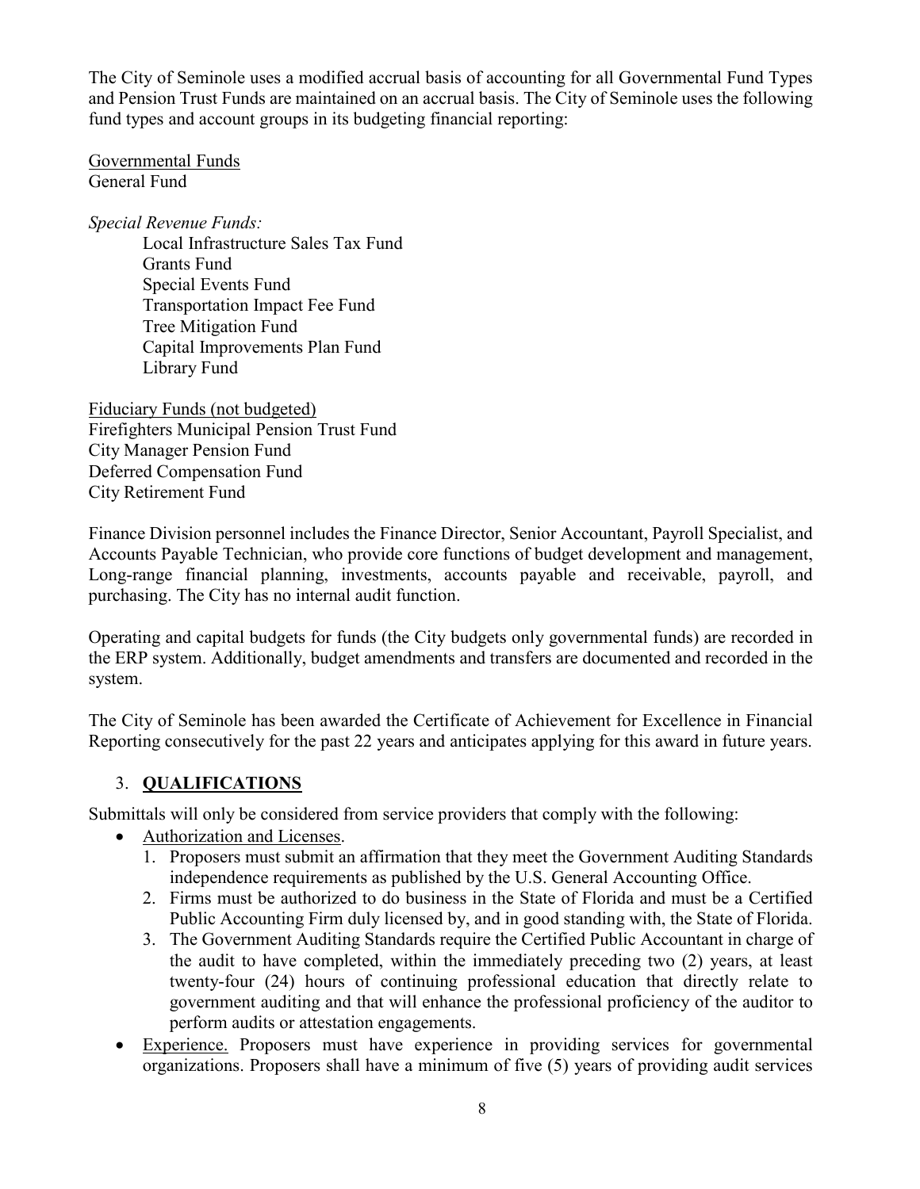The City of Seminole uses a modified accrual basis of accounting for all Governmental Fund Types and Pension Trust Funds are maintained on an accrual basis. The City of Seminole uses the following fund types and account groups in its budgeting financial reporting:

Governmental Funds
General Fund

*Special Revenue Funds:*

- Local Infrastructure Sales Tax Fund
- Grants Fund
- Special Events Fund
- Transportation Impact Fee Fund
- Tree Mitigation Fund
- Capital Improvements Plan Fund
- Library Fund

Fiduciary Funds (not budgeted)
Firefighters Municipal Pension Trust Fund
City Manager Pension Fund
Deferred Compensation Fund
City Retirement Fund

Finance Division personnel includes the Finance Director, Senior Accountant, Payroll Specialist, and Accounts Payable Technician, who provide core functions of budget development and management, Long-range financial planning, investments, accounts payable and receivable, payroll, and purchasing. The City has no internal audit function.

Operating and capital budgets for funds (the City budgets only governmental funds) are recorded in the ERP system. Additionally, budget amendments and transfers are documented and recorded in the system.

The City of Seminole has been awarded the Certificate of Achievement for Excellence in Financial Reporting consecutively for the past 22 years and anticipates applying for this award in future years.

## 3. **QUALIFICATIONS**

Submittals will only be considered from service providers that comply with the following:

- Authorization and Licenses.
  1. Proposers must submit an affirmation that they meet the Government Auditing Standards independence requirements as published by the U.S. General Accounting Office.
  2. Firms must be authorized to do business in the State of Florida and must be a Certified Public Accounting Firm duly licensed by, and in good standing with, the State of Florida.
  3. The Government Auditing Standards require the Certified Public Accountant in charge of the audit to have completed, within the immediately preceding two (2) years, at least twenty-four (24) hours of continuing professional education that directly relate to government auditing and that will enhance the professional proficiency of the auditor to perform audits or attestation engagements.
- Experience. Proposers must have experience in providing services for governmental organizations. Proposers shall have a minimum of five (5) years of providing audit services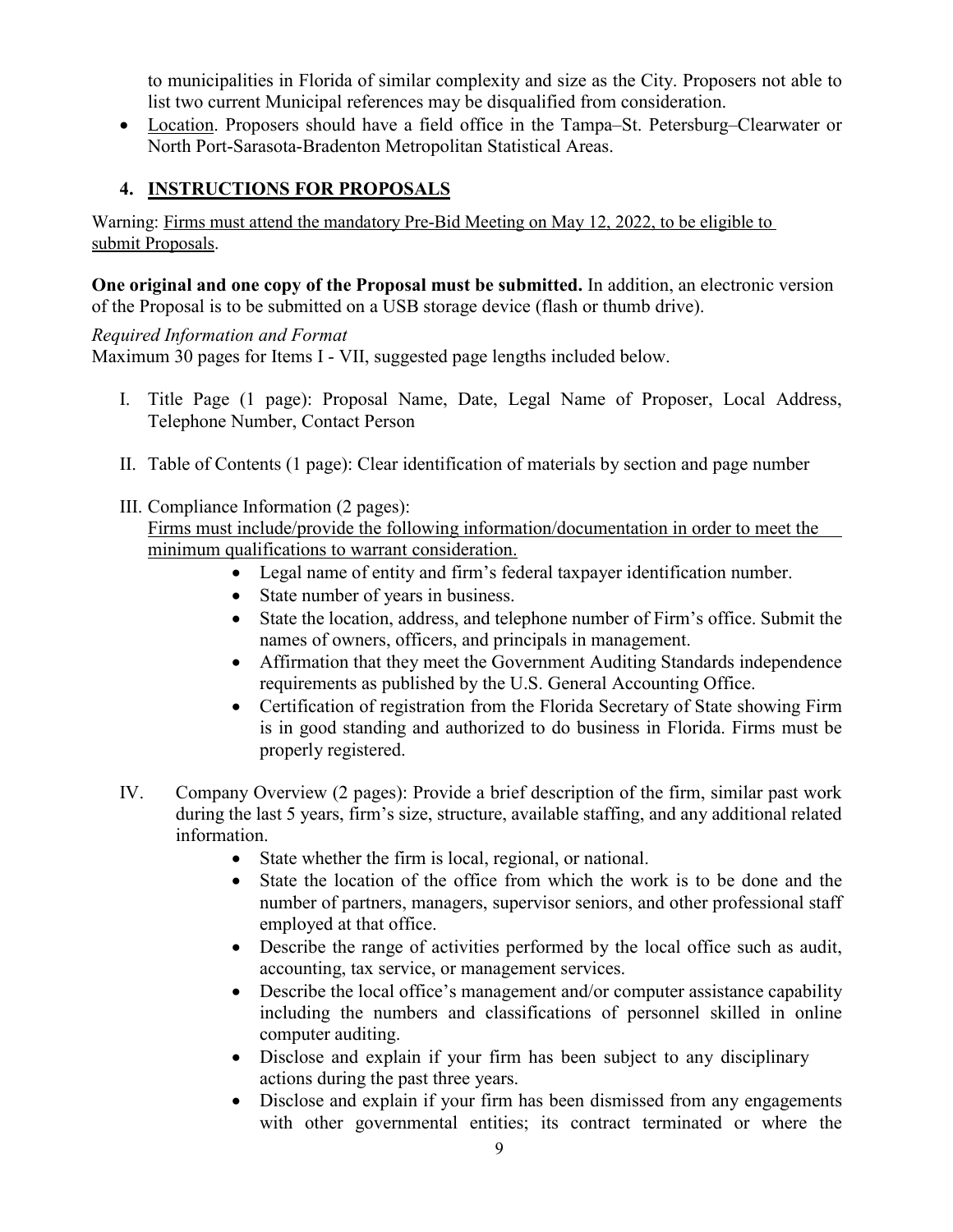to municipalities in Florida of similar complexity and size as the City. Proposers not able to list two current Municipal references may be disqualified from consideration.

- Location. Proposers should have a field office in the Tampa–St. Petersburg–Clearwater or North Port-Sarasota-Bradenton Metropolitan Statistical Areas.

## 4. INSTRUCTIONS FOR PROPOSALS

Warning: Firms must attend the mandatory Pre-Bid Meeting on May 12, 2022, to be eligible to submit Proposals.

**One original and one copy of the Proposal must be submitted.** In addition, an electronic version of the Proposal is to be submitted on a USB storage device (flash or thumb drive).

*Required Information and Format*

Maximum 30 pages for Items I - VII, suggested page lengths included below.

I. Title Page (1 page): Proposal Name, Date, Legal Name of Proposer, Local Address, Telephone Number, Contact Person

II. Table of Contents (1 page): Clear identification of materials by section and page number

III. Compliance Information (2 pages):
Firms must include/provide the following information/documentation in order to meet the minimum qualifications to warrant consideration.
   - Legal name of entity and firm's federal taxpayer identification number.
   - State number of years in business.
   - State the location, address, and telephone number of Firm's office. Submit the names of owners, officers, and principals in management.
   - Affirmation that they meet the Government Auditing Standards independence requirements as published by the U.S. General Accounting Office.
   - Certification of registration from the Florida Secretary of State showing Firm is in good standing and authorized to do business in Florida. Firms must be properly registered.

IV. Company Overview (2 pages): Provide a brief description of the firm, similar past work during the last 5 years, firm's size, structure, available staffing, and any additional related information.
   - State whether the firm is local, regional, or national.
   - State the location of the office from which the work is to be done and the number of partners, managers, supervisor seniors, and other professional staff employed at that office.
   - Describe the range of activities performed by the local office such as audit, accounting, tax service, or management services.
   - Describe the local office's management and/or computer assistance capability including the numbers and classifications of personnel skilled in online computer auditing.
   - Disclose and explain if your firm has been subject to any disciplinary actions during the past three years.
   - Disclose and explain if your firm has been dismissed from any engagements with other governmental entities; its contract terminated or where the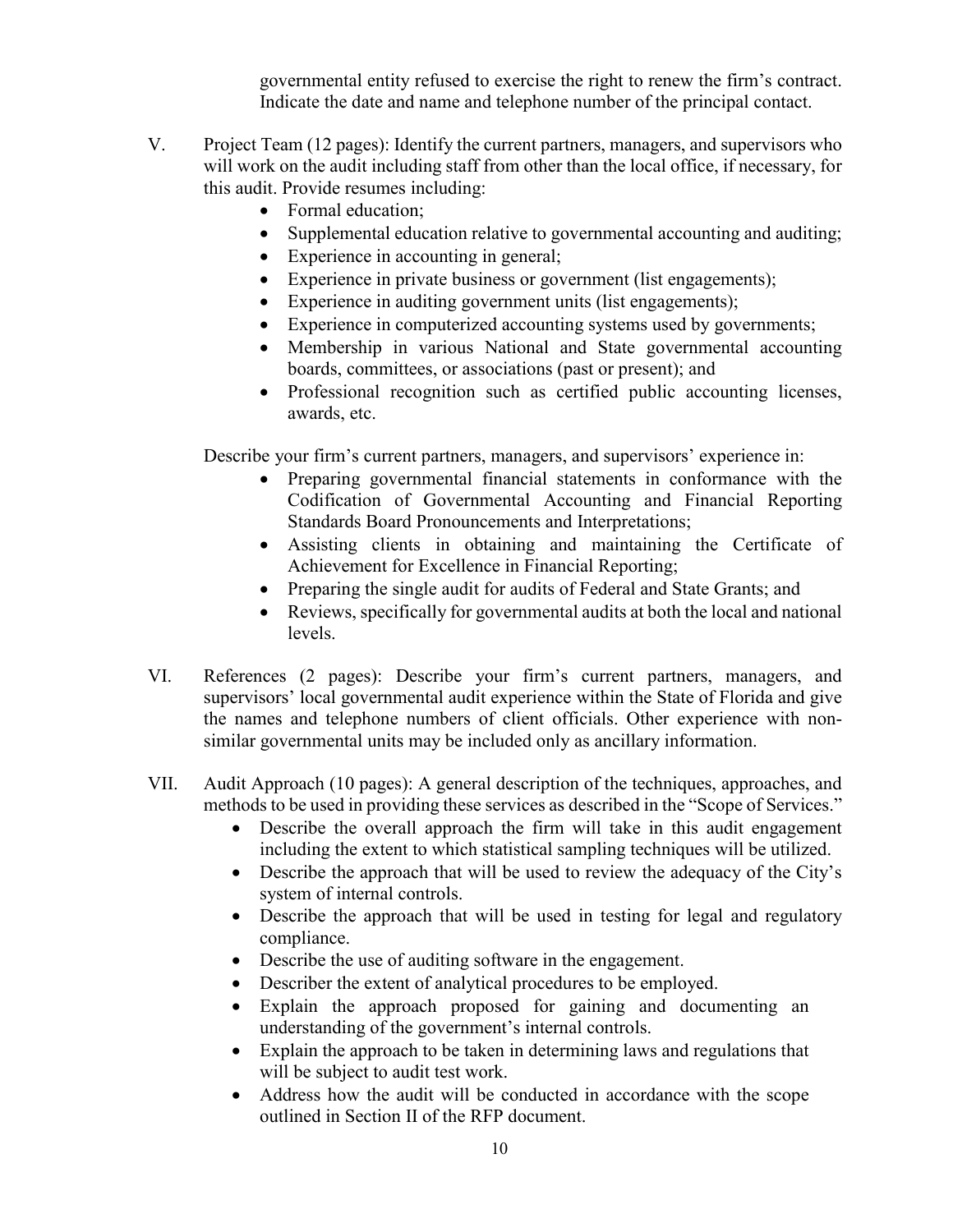governmental entity refused to exercise the right to renew the firm's contract. Indicate the date and name and telephone number of the principal contact.

V. Project Team (12 pages): Identify the current partners, managers, and supervisors who will work on the audit including staff from other than the local office, if necessary, for this audit. Provide resumes including:
   - Formal education;
   - Supplemental education relative to governmental accounting and auditing;
   - Experience in accounting in general;
   - Experience in private business or government (list engagements);
   - Experience in auditing government units (list engagements);
   - Experience in computerized accounting systems used by governments;
   - Membership in various National and State governmental accounting boards, committees, or associations (past or present); and
   - Professional recognition such as certified public accounting licenses, awards, etc.

   Describe your firm's current partners, managers, and supervisors' experience in:
   - Preparing governmental financial statements in conformance with the Codification of Governmental Accounting and Financial Reporting Standards Board Pronouncements and Interpretations;
   - Assisting clients in obtaining and maintaining the Certificate of Achievement for Excellence in Financial Reporting;
   - Preparing the single audit for audits of Federal and State Grants; and
   - Reviews, specifically for governmental audits at both the local and national levels.

VI. References (2 pages): Describe your firm's current partners, managers, and supervisors' local governmental audit experience within the State of Florida and give the names and telephone numbers of client officials. Other experience with non-similar governmental units may be included only as ancillary information.

VII. Audit Approach (10 pages): A general description of the techniques, approaches, and methods to be used in providing these services as described in the "Scope of Services."
   - Describe the overall approach the firm will take in this audit engagement including the extent to which statistical sampling techniques will be utilized.
   - Describe the approach that will be used to review the adequacy of the City's system of internal controls.
   - Describe the approach that will be used in testing for legal and regulatory compliance.
   - Describe the use of auditing software in the engagement.
   - Describer the extent of analytical procedures to be employed.
   - Explain the approach proposed for gaining and documenting an understanding of the government's internal controls.
   - Explain the approach to be taken in determining laws and regulations that will be subject to audit test work.
   - Address how the audit will be conducted in accordance with the scope outlined in Section II of the RFP document.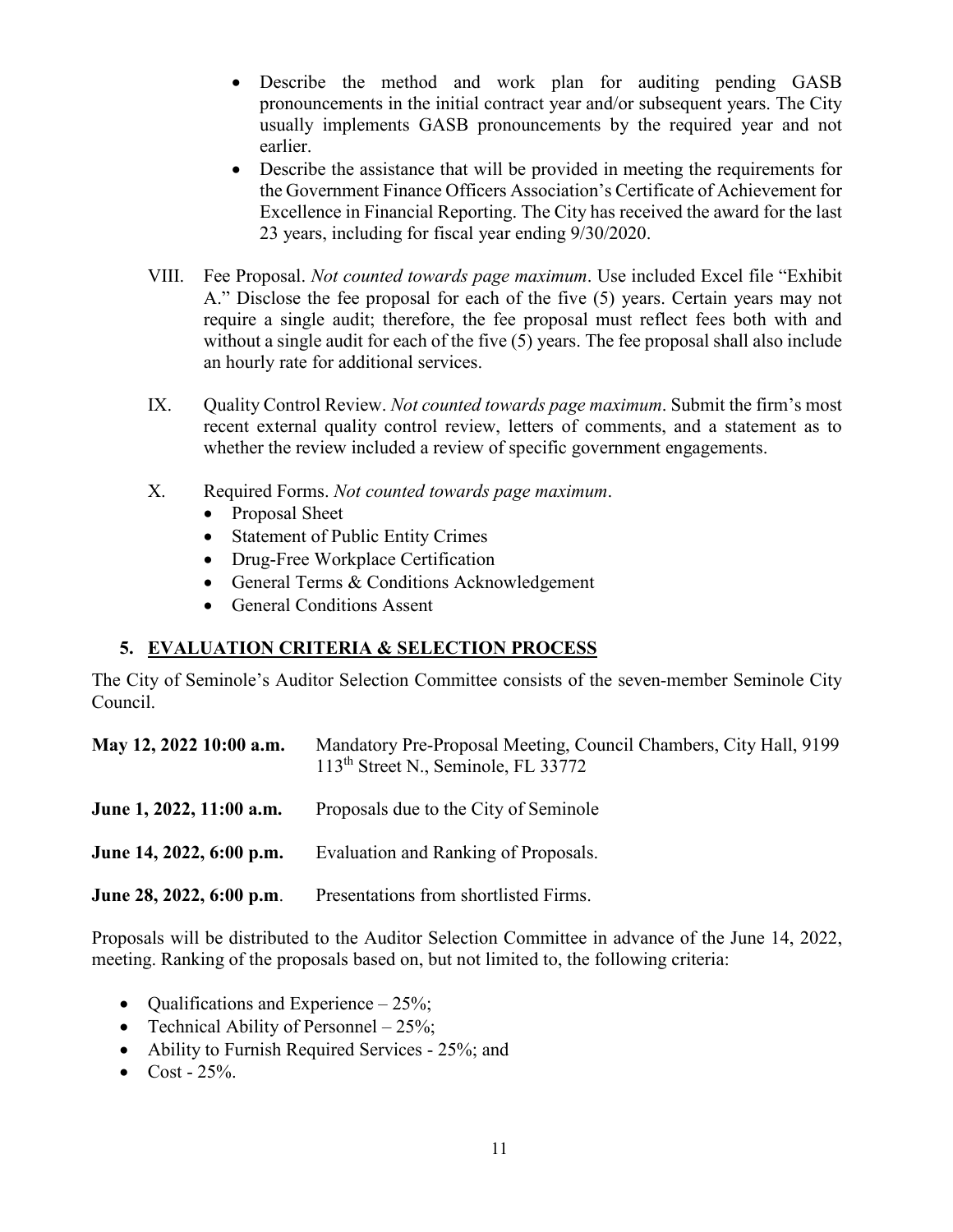- Describe the method and work plan for auditing pending GASB pronouncements in the initial contract year and/or subsequent years. The City usually implements GASB pronouncements by the required year and not earlier.
- Describe the assistance that will be provided in meeting the requirements for the Government Finance Officers Association's Certificate of Achievement for Excellence in Financial Reporting. The City has received the award for the last 23 years, including for fiscal year ending 9/30/2020.

VIII. Fee Proposal. *Not counted towards page maximum*. Use included Excel file "Exhibit A." Disclose the fee proposal for each of the five (5) years. Certain years may not require a single audit; therefore, the fee proposal must reflect fees both with and without a single audit for each of the five (5) years. The fee proposal shall also include an hourly rate for additional services.

IX. Quality Control Review. *Not counted towards page maximum*. Submit the firm's most recent external quality control review, letters of comments, and a statement as to whether the review included a review of specific government engagements.

X. Required Forms. *Not counted towards page maximum*.
- Proposal Sheet
- Statement of Public Entity Crimes
- Drug-Free Workplace Certification
- General Terms & Conditions Acknowledgement
- General Conditions Assent

## 5. EVALUATION CRITERIA & SELECTION PROCESS

The City of Seminole's Auditor Selection Committee consists of the seven-member Seminole City Council.

| | |
|---|---|
| **May 12, 2022 10:00 a.m.** | Mandatory Pre-Proposal Meeting, Council Chambers, City Hall, 9199 113th Street N., Seminole, FL 33772 |
| **June 1, 2022, 11:00 a.m.** | Proposals due to the City of Seminole |
| **June 14, 2022, 6:00 p.m.** | Evaluation and Ranking of Proposals. |
| **June 28, 2022, 6:00 p.m**. | Presentations from shortlisted Firms. |

Proposals will be distributed to the Auditor Selection Committee in advance of the June 14, 2022, meeting. Ranking of the proposals based on, but not limited to, the following criteria:

- Qualifications and Experience – 25%;
- Technical Ability of Personnel – 25%;
- Ability to Furnish Required Services - 25%; and
- Cost - 25%.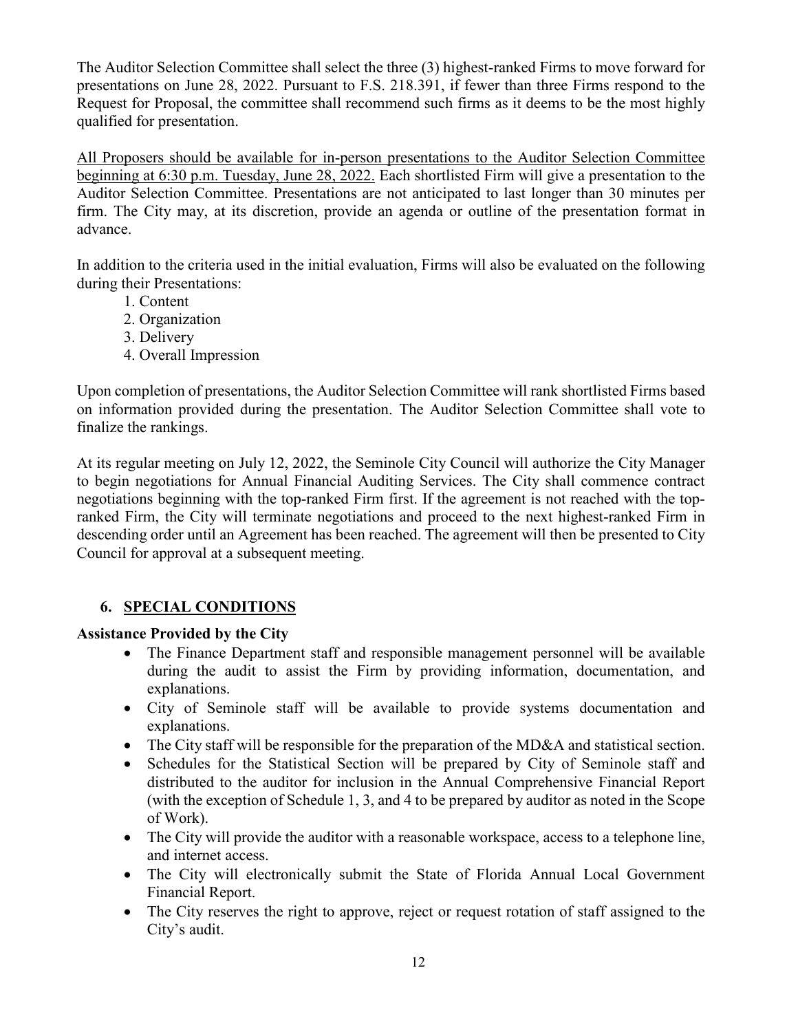The Auditor Selection Committee shall select the three (3) highest-ranked Firms to move forward for presentations on June 28, 2022. Pursuant to F.S. 218.391, if fewer than three Firms respond to the Request for Proposal, the committee shall recommend such firms as it deems to be the most highly qualified for presentation.

<u>All Proposers should be available for in-person presentations to the Auditor Selection Committee beginning at 6:30 p.m. Tuesday, June 28, 2022.</u> Each shortlisted Firm will give a presentation to the Auditor Selection Committee. Presentations are not anticipated to last longer than 30 minutes per firm. The City may, at its discretion, provide an agenda or outline of the presentation format in advance.

In addition to the criteria used in the initial evaluation, Firms will also be evaluated on the following during their Presentations:

1. Content
2. Organization
3. Delivery
4. Overall Impression

Upon completion of presentations, the Auditor Selection Committee will rank shortlisted Firms based on information provided during the presentation. The Auditor Selection Committee shall vote to finalize the rankings.

At its regular meeting on July 12, 2022, the Seminole City Council will authorize the City Manager to begin negotiations for Annual Financial Auditing Services. The City shall commence contract negotiations beginning with the top-ranked Firm first. If the agreement is not reached with the top-ranked Firm, the City will terminate negotiations and proceed to the next highest-ranked Firm in descending order until an Agreement has been reached. The agreement will then be presented to City Council for approval at a subsequent meeting.

## 6. SPECIAL CONDITIONS

**Assistance Provided by the City**

- The Finance Department staff and responsible management personnel will be available during the audit to assist the Firm by providing information, documentation, and explanations.
- City of Seminole staff will be available to provide systems documentation and explanations.
- The City staff will be responsible for the preparation of the MD&A and statistical section.
- Schedules for the Statistical Section will be prepared by City of Seminole staff and distributed to the auditor for inclusion in the Annual Comprehensive Financial Report (with the exception of Schedule 1, 3, and 4 to be prepared by auditor as noted in the Scope of Work).
- The City will provide the auditor with a reasonable workspace, access to a telephone line, and internet access.
- The City will electronically submit the State of Florida Annual Local Government Financial Report.
- The City reserves the right to approve, reject or request rotation of staff assigned to the City's audit.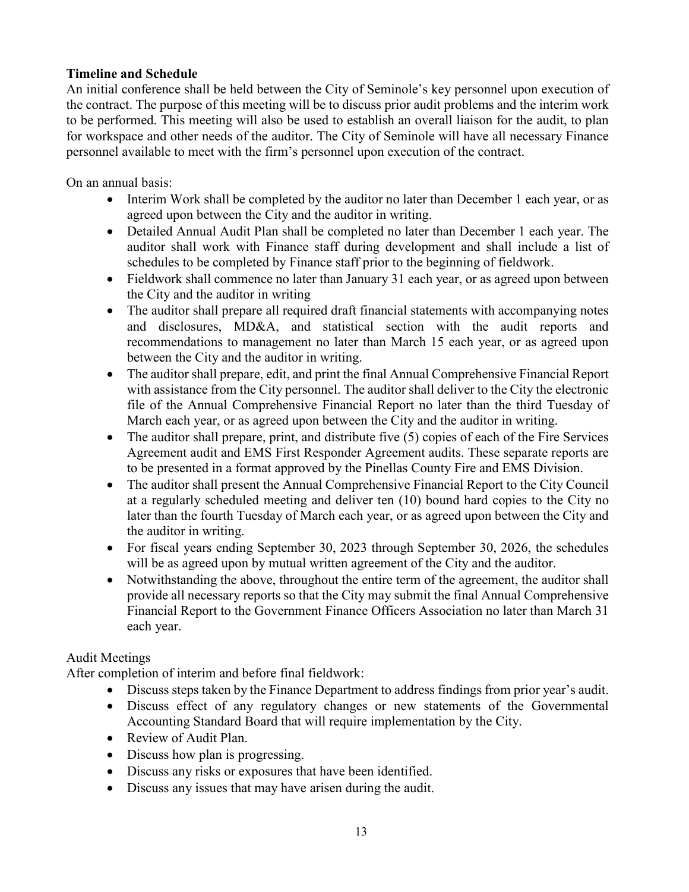**Timeline and Schedule**

An initial conference shall be held between the City of Seminole's key personnel upon execution of the contract. The purpose of this meeting will be to discuss prior audit problems and the interim work to be performed. This meeting will also be used to establish an overall liaison for the audit, to plan for workspace and other needs of the auditor. The City of Seminole will have all necessary Finance personnel available to meet with the firm's personnel upon execution of the contract.

On an annual basis:

- Interim Work shall be completed by the auditor no later than December 1 each year, or as agreed upon between the City and the auditor in writing.
- Detailed Annual Audit Plan shall be completed no later than December 1 each year. The auditor shall work with Finance staff during development and shall include a list of schedules to be completed by Finance staff prior to the beginning of fieldwork.
- Fieldwork shall commence no later than January 31 each year, or as agreed upon between the City and the auditor in writing
- The auditor shall prepare all required draft financial statements with accompanying notes and disclosures, MD&A, and statistical section with the audit reports and recommendations to management no later than March 15 each year, or as agreed upon between the City and the auditor in writing.
- The auditor shall prepare, edit, and print the final Annual Comprehensive Financial Report with assistance from the City personnel. The auditor shall deliver to the City the electronic file of the Annual Comprehensive Financial Report no later than the third Tuesday of March each year, or as agreed upon between the City and the auditor in writing.
- The auditor shall prepare, print, and distribute five (5) copies of each of the Fire Services Agreement audit and EMS First Responder Agreement audits. These separate reports are to be presented in a format approved by the Pinellas County Fire and EMS Division.
- The auditor shall present the Annual Comprehensive Financial Report to the City Council at a regularly scheduled meeting and deliver ten (10) bound hard copies to the City no later than the fourth Tuesday of March each year, or as agreed upon between the City and the auditor in writing.
- For fiscal years ending September 30, 2023 through September 30, 2026, the schedules will be as agreed upon by mutual written agreement of the City and the auditor.
- Notwithstanding the above, throughout the entire term of the agreement, the auditor shall provide all necessary reports so that the City may submit the final Annual Comprehensive Financial Report to the Government Finance Officers Association no later than March 31 each year.

Audit Meetings

After completion of interim and before final fieldwork:

- Discuss steps taken by the Finance Department to address findings from prior year's audit.
- Discuss effect of any regulatory changes or new statements of the Governmental Accounting Standard Board that will require implementation by the City.
- Review of Audit Plan.
- Discuss how plan is progressing.
- Discuss any risks or exposures that have been identified.
- Discuss any issues that may have arisen during the audit.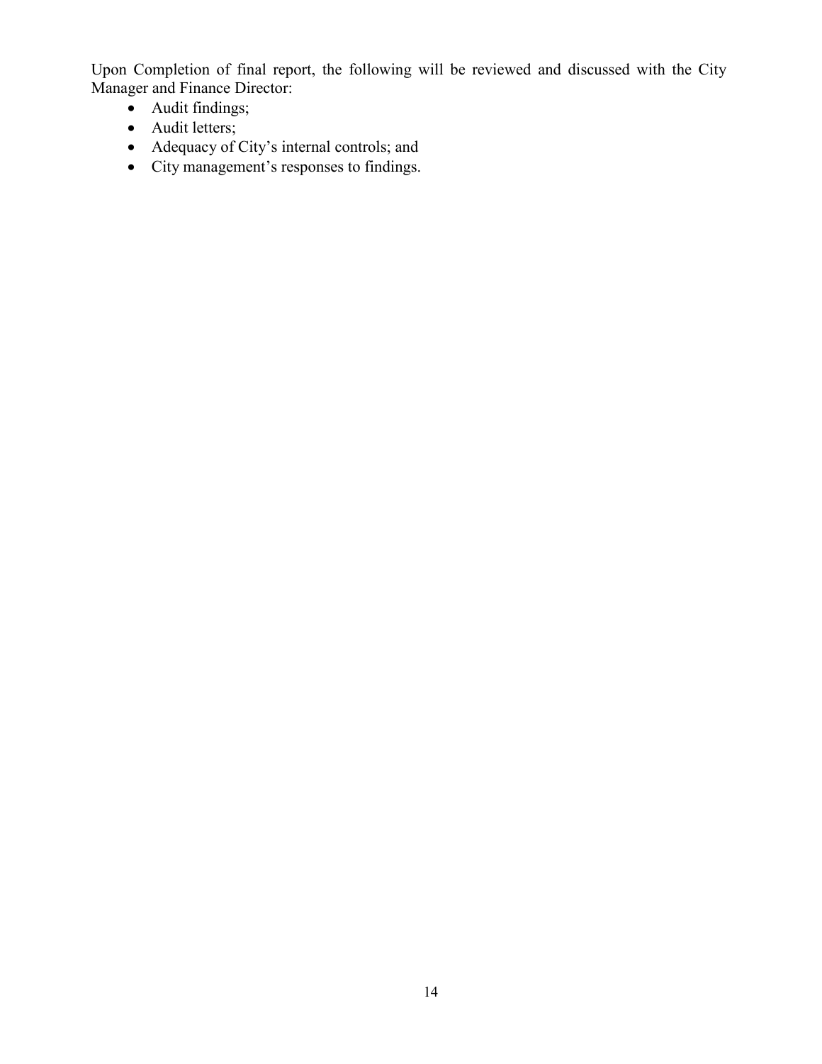Upon Completion of final report, the following will be reviewed and discussed with the City Manager and Finance Director:

- Audit findings;
- Audit letters;
- Adequacy of City's internal controls; and
- City management's responses to findings.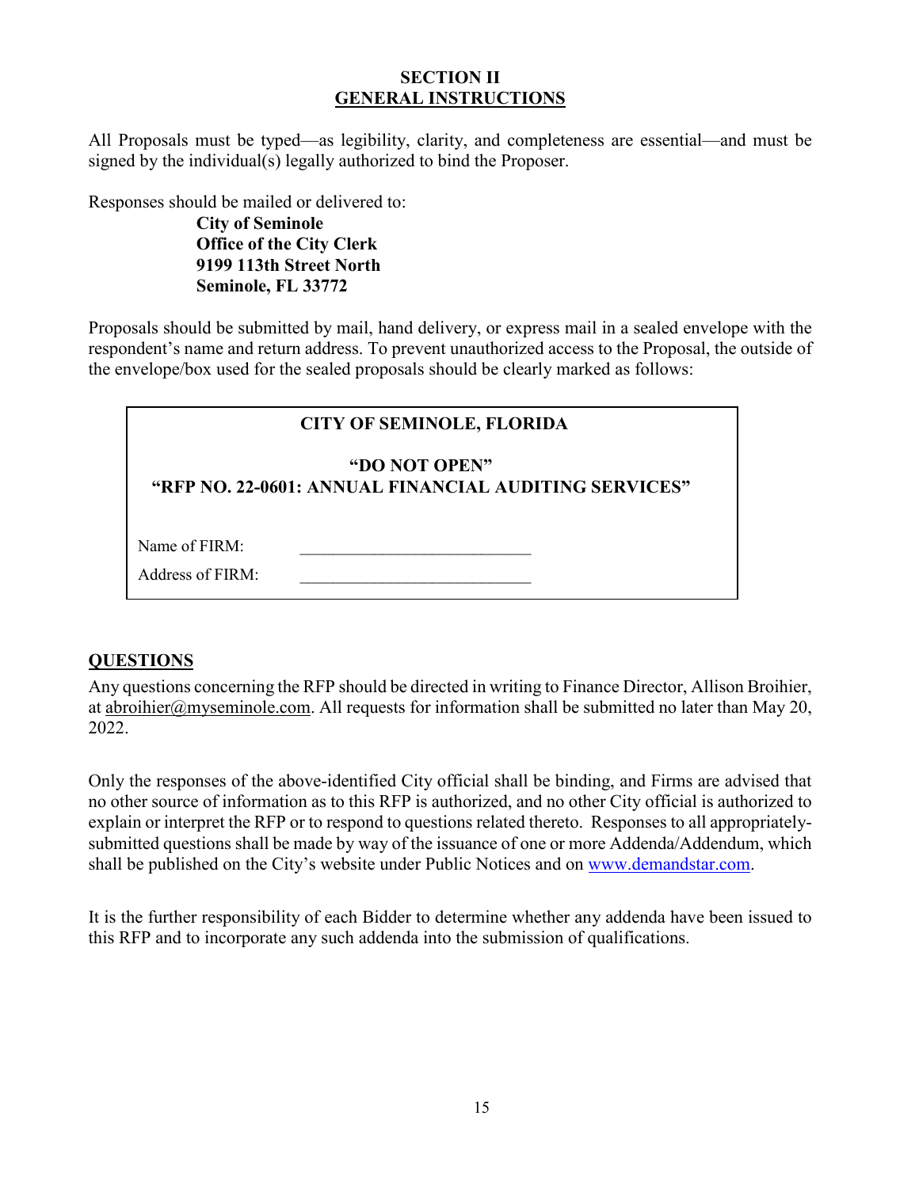## SECTION II
## GENERAL INSTRUCTIONS

All Proposals must be typed—as legibility, clarity, and completeness are essential—and must be signed by the individual(s) legally authorized to bind the Proposer.

Responses should be mailed or delivered to:

> **City of Seminole**
> **Office of the City Clerk**
> **9199 113th Street North**
> **Seminole, FL 33772**

Proposals should be submitted by mail, hand delivery, or express mail in a sealed envelope with the respondent's name and return address. To prevent unauthorized access to the Proposal, the outside of the envelope/box used for the sealed proposals should be clearly marked as follows:

> **CITY OF SEMINOLE, FLORIDA**
>
> **"DO NOT OPEN"**
> **"RFP NO. 22-0601: ANNUAL FINANCIAL AUDITING SERVICES"**
>
> Name of FIRM: ____________________________
>
> Address of FIRM: ____________________________

## QUESTIONS

Any questions concerning the RFP should be directed in writing to Finance Director, Allison Broihier, at abroihier@myseminole.com. All requests for information shall be submitted no later than May 20, 2022.

Only the responses of the above-identified City official shall be binding, and Firms are advised that no other source of information as to this RFP is authorized, and no other City official is authorized to explain or interpret the RFP or to respond to questions related thereto. Responses to all appropriately-submitted questions shall be made by way of the issuance of one or more Addenda/Addendum, which shall be published on the City's website under Public Notices and on www.demandstar.com.

It is the further responsibility of each Bidder to determine whether any addenda have been issued to this RFP and to incorporate any such addenda into the submission of qualifications.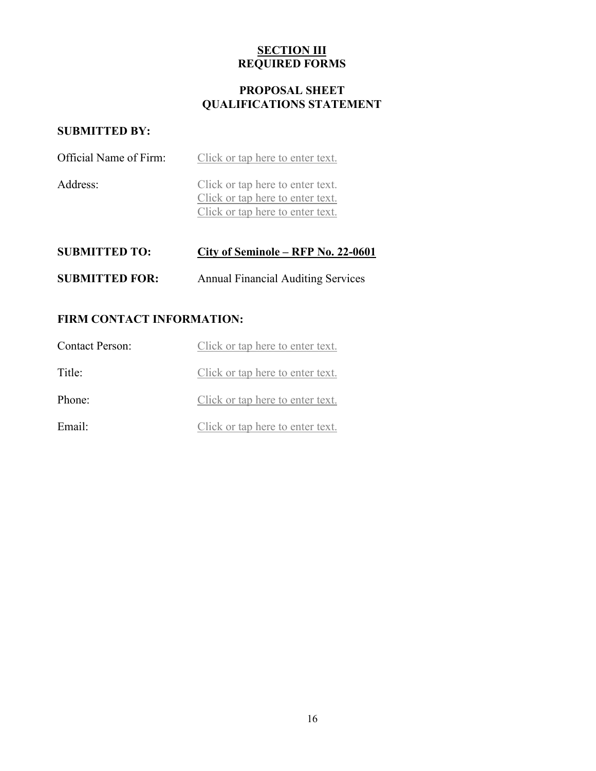## SECTION III
## REQUIRED FORMS

## PROPOSAL SHEET
## QUALIFICATIONS STATEMENT

**SUBMITTED BY:**

Official Name of Firm: Click or tap here to enter text.

Address: Click or tap here to enter text.
Click or tap here to enter text.
Click or tap here to enter text.

**SUBMITTED TO:** **City of Seminole – RFP No. 22-0601**

**SUBMITTED FOR:** Annual Financial Auditing Services

**FIRM CONTACT INFORMATION:**

Contact Person: Click or tap here to enter text.

Title: Click or tap here to enter text.

Phone: Click or tap here to enter text.

Email: Click or tap here to enter text.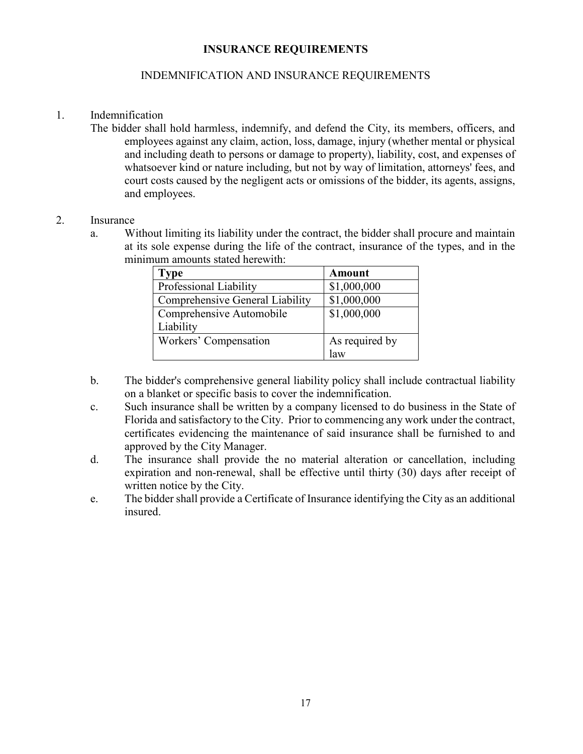# INSURANCE REQUIREMENTS

## INDEMNIFICATION AND INSURANCE REQUIREMENTS

1. Indemnification

   The bidder shall hold harmless, indemnify, and defend the City, its members, officers, and employees against any claim, action, loss, damage, injury (whether mental or physical and including death to persons or damage to property), liability, cost, and expenses of whatsoever kind or nature including, but not by way of limitation, attorneys' fees, and court costs caused by the negligent acts or omissions of the bidder, its agents, assigns, and employees.

2. Insurance

   a. Without limiting its liability under the contract, the bidder shall procure and maintain at its sole expense during the life of the contract, insurance of the types, and in the minimum amounts stated herewith:

   | Type | Amount |
   | --- | --- |
   | Professional Liability | $1,000,000 |
   | Comprehensive General Liability | $1,000,000 |
   | Comprehensive Automobile Liability | $1,000,000 |
   | Workers' Compensation | As required by law |

   b. The bidder's comprehensive general liability policy shall include contractual liability on a blanket or specific basis to cover the indemnification.

   c. Such insurance shall be written by a company licensed to do business in the State of Florida and satisfactory to the City. Prior to commencing any work under the contract, certificates evidencing the maintenance of said insurance shall be furnished to and approved by the City Manager.

   d. The insurance shall provide the no material alteration or cancellation, including expiration and non-renewal, shall be effective until thirty (30) days after receipt of written notice by the City.

   e. The bidder shall provide a Certificate of Insurance identifying the City as an additional insured.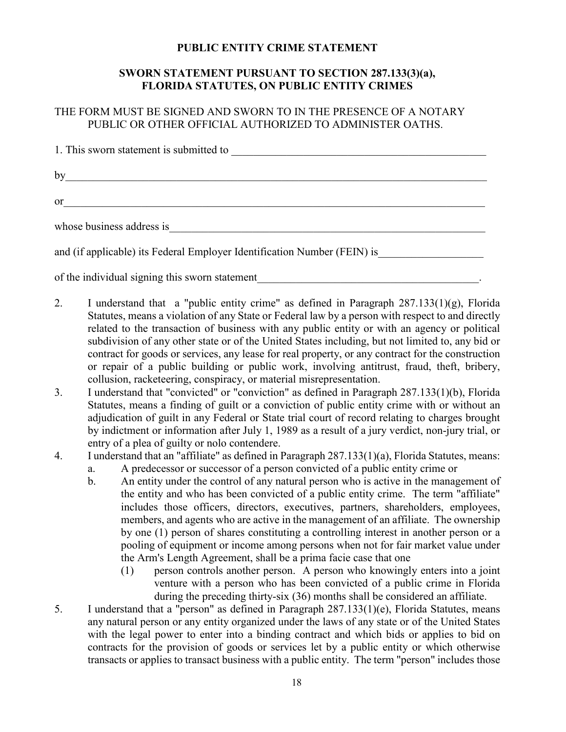**PUBLIC ENTITY CRIME STATEMENT**

**SWORN STATEMENT PURSUANT TO SECTION 287.133(3)(a), FLORIDA STATUTES, ON PUBLIC ENTITY CRIMES**

THE FORM MUST BE SIGNED AND SWORN TO IN THE PRESENCE OF A NOTARY PUBLIC OR OTHER OFFICIAL AUTHORIZED TO ADMINISTER OATHS.

1. This sworn statement is submitted to ______________________________________________

by______________________________________________________________________________

or______________________________________________________________________________

whose business address is_______________________________________________________

and (if applicable) its Federal Employer Identification Number (FEIN) is___________________

of the individual signing this sworn statement_________________________________________.

2. I understand that a "public entity crime" as defined in Paragraph 287.133(1)(g), Florida Statutes, means a violation of any State or Federal law by a person with respect to and directly related to the transaction of business with any public entity or with an agency or political subdivision of any other state or of the United States including, but not limited to, any bid or contract for goods or services, any lease for real property, or any contract for the construction or repair of a public building or public work, involving antitrust, fraud, theft, bribery, collusion, racketeering, conspiracy, or material misrepresentation.
3. I understand that "convicted" or "conviction" as defined in Paragraph 287.133(1)(b), Florida Statutes, means a finding of guilt or a conviction of public entity crime with or without an adjudication of guilt in any Federal or State trial court of record relating to charges brought by indictment or information after July 1, 1989 as a result of a jury verdict, non-jury trial, or entry of a plea of guilty or nolo contendere.
4. I understand that an "affiliate" as defined in Paragraph 287.133(1)(a), Florida Statutes, means:
   a. A predecessor or successor of a person convicted of a public entity crime or
   b. An entity under the control of any natural person who is active in the management of the entity and who has been convicted of a public entity crime. The term "affiliate" includes those officers, directors, executives, partners, shareholders, employees, members, and agents who are active in the management of an affiliate. The ownership by one (1) person of shares constituting a controlling interest in another person or a pooling of equipment or income among persons when not for fair market value under the Arm's Length Agreement, shall be a prima facie case that one
      (1) person controls another person. A person who knowingly enters into a joint venture with a person who has been convicted of a public crime in Florida during the preceding thirty-six (36) months shall be considered an affiliate.
5. I understand that a "person" as defined in Paragraph 287.133(1)(e), Florida Statutes, means any natural person or any entity organized under the laws of any state or of the United States with the legal power to enter into a binding contract and which bids or applies to bid on contracts for the provision of goods or services let by a public entity or which otherwise transacts or applies to transact business with a public entity. The term "person" includes those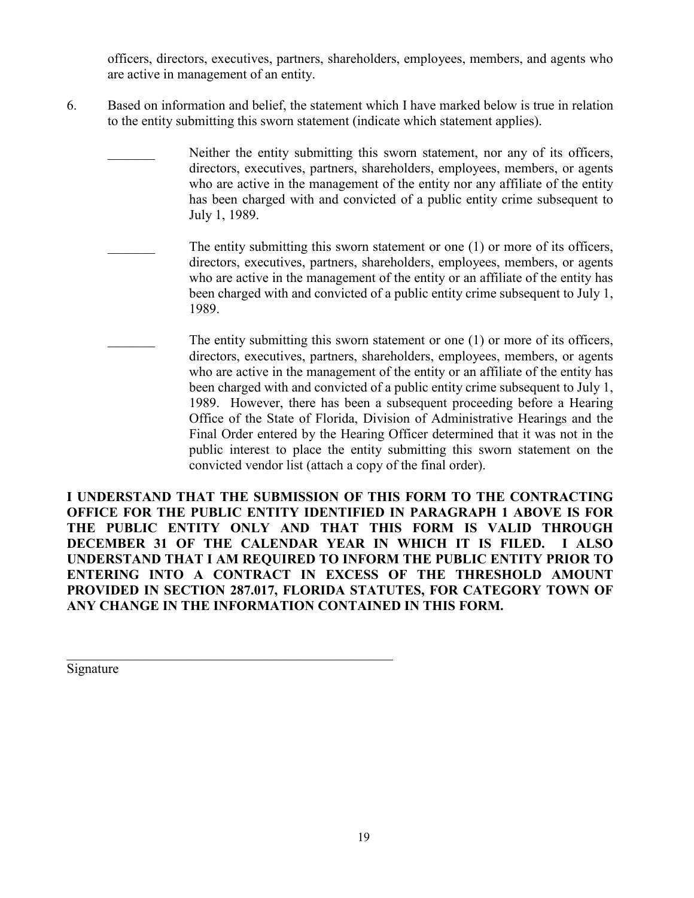officers, directors, executives, partners, shareholders, employees, members, and agents who are active in management of an entity.

6. Based on information and belief, the statement which I have marked below is true in relation to the entity submitting this sworn statement (indicate which statement applies).

   _______ Neither the entity submitting this sworn statement, nor any of its officers, directors, executives, partners, shareholders, employees, members, or agents who are active in the management of the entity nor any affiliate of the entity has been charged with and convicted of a public entity crime subsequent to July 1, 1989.

   _______ The entity submitting this sworn statement or one (1) or more of its officers, directors, executives, partners, shareholders, employees, members, or agents who are active in the management of the entity or an affiliate of the entity has been charged with and convicted of a public entity crime subsequent to July 1, 1989.

   _______ The entity submitting this sworn statement or one (1) or more of its officers, directors, executives, partners, shareholders, employees, members, or agents who are active in the management of the entity or an affiliate of the entity has been charged with and convicted of a public entity crime subsequent to July 1, 1989. However, there has been a subsequent proceeding before a Hearing Office of the State of Florida, Division of Administrative Hearings and the Final Order entered by the Hearing Officer determined that it was not in the public interest to place the entity submitting this sworn statement on the convicted vendor list (attach a copy of the final order).

**I UNDERSTAND THAT THE SUBMISSION OF THIS FORM TO THE CONTRACTING OFFICE FOR THE PUBLIC ENTITY IDENTIFIED IN PARAGRAPH 1 ABOVE IS FOR THE PUBLIC ENTITY ONLY AND THAT THIS FORM IS VALID THROUGH DECEMBER 31 OF THE CALENDAR YEAR IN WHICH IT IS FILED. I ALSO UNDERSTAND THAT I AM REQUIRED TO INFORM THE PUBLIC ENTITY PRIOR TO ENTERING INTO A CONTRACT IN EXCESS OF THE THRESHOLD AMOUNT PROVIDED IN SECTION 287.017, FLORIDA STATUTES, FOR CATEGORY TOWN OF ANY CHANGE IN THE INFORMATION CONTAINED IN THIS FORM.**

_________________________________________________

Signature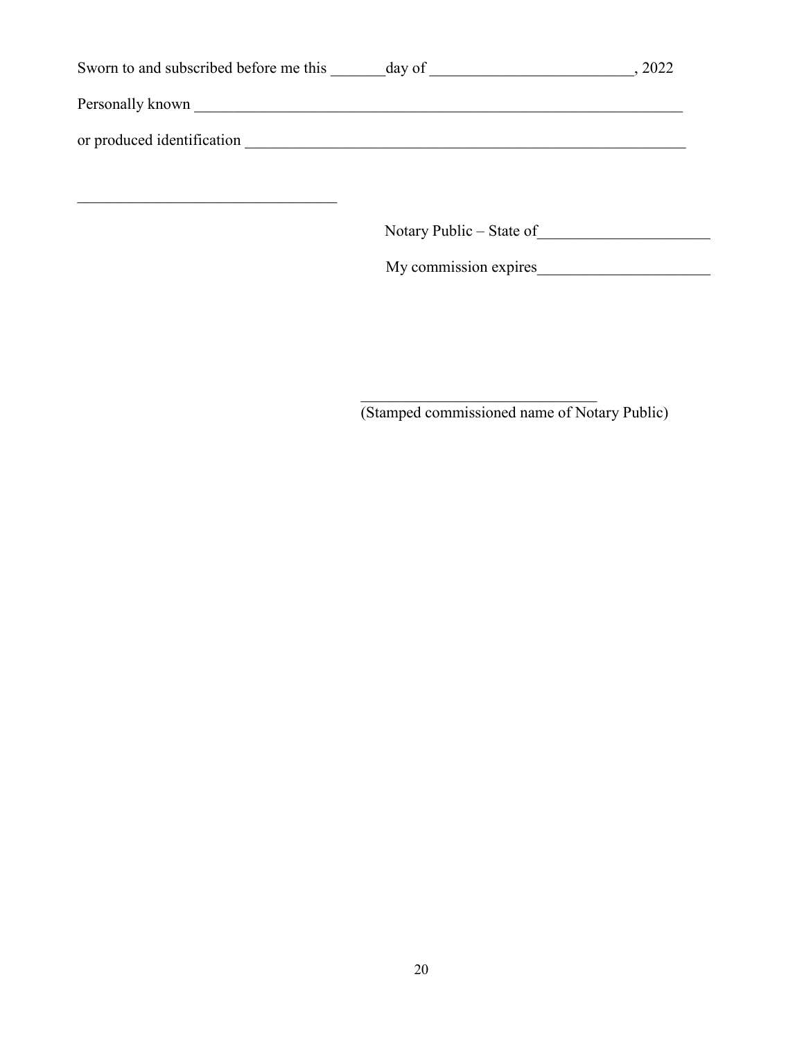Sworn to and subscribed before me this _______day of __________________________, 2022

Personally known __________________________________________________________________

or produced identification ____________________________________________________________

_________________________________

Notary Public – State of______________________

My commission expires______________________

_______________________________
(Stamped commissioned name of Notary Public)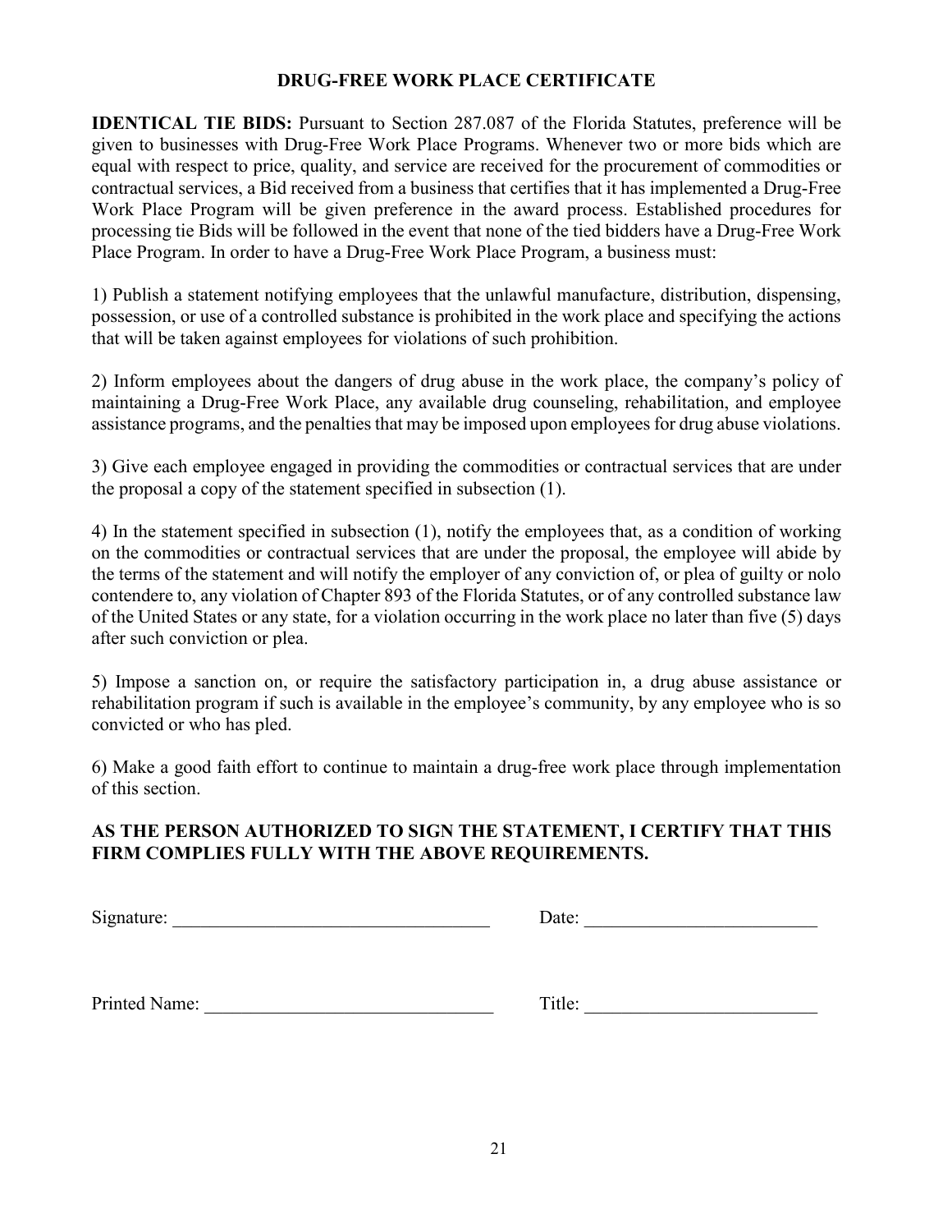## DRUG-FREE WORK PLACE CERTIFICATE

**IDENTICAL TIE BIDS:** Pursuant to Section 287.087 of the Florida Statutes, preference will be given to businesses with Drug-Free Work Place Programs. Whenever two or more bids which are equal with respect to price, quality, and service are received for the procurement of commodities or contractual services, a Bid received from a business that certifies that it has implemented a Drug-Free Work Place Program will be given preference in the award process. Established procedures for processing tie Bids will be followed in the event that none of the tied bidders have a Drug-Free Work Place Program. In order to have a Drug-Free Work Place Program, a business must:

1) Publish a statement notifying employees that the unlawful manufacture, distribution, dispensing, possession, or use of a controlled substance is prohibited in the work place and specifying the actions that will be taken against employees for violations of such prohibition.

2) Inform employees about the dangers of drug abuse in the work place, the company's policy of maintaining a Drug-Free Work Place, any available drug counseling, rehabilitation, and employee assistance programs, and the penalties that may be imposed upon employees for drug abuse violations.

3) Give each employee engaged in providing the commodities or contractual services that are under the proposal a copy of the statement specified in subsection (1).

4) In the statement specified in subsection (1), notify the employees that, as a condition of working on the commodities or contractual services that are under the proposal, the employee will abide by the terms of the statement and will notify the employer of any conviction of, or plea of guilty or nolo contendere to, any violation of Chapter 893 of the Florida Statutes, or of any controlled substance law of the United States or any state, for a violation occurring in the work place no later than five (5) days after such conviction or plea.

5) Impose a sanction on, or require the satisfactory participation in, a drug abuse assistance or rehabilitation program if such is available in the employee's community, by any employee who is so convicted or who has pled.

6) Make a good faith effort to continue to maintain a drug-free work place through implementation of this section.

**AS THE PERSON AUTHORIZED TO SIGN THE STATEMENT, I CERTIFY THAT THIS FIRM COMPLIES FULLY WITH THE ABOVE REQUIREMENTS.**

Signature: ________________________________ Date: ________________________

Printed Name: ____________________________ Title: ________________________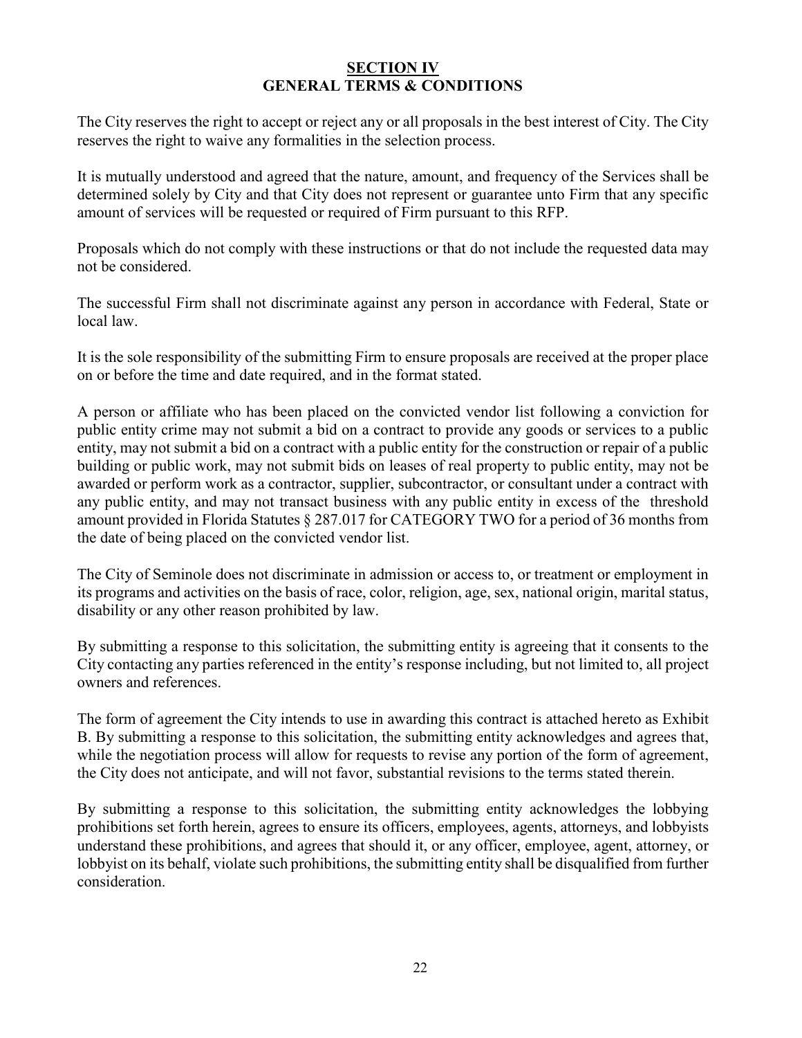## SECTION IV
## GENERAL TERMS & CONDITIONS

The City reserves the right to accept or reject any or all proposals in the best interest of City. The City reserves the right to waive any formalities in the selection process.

It is mutually understood and agreed that the nature, amount, and frequency of the Services shall be determined solely by City and that City does not represent or guarantee unto Firm that any specific amount of services will be requested or required of Firm pursuant to this RFP.

Proposals which do not comply with these instructions or that do not include the requested data may not be considered.

The successful Firm shall not discriminate against any person in accordance with Federal, State or local law.

It is the sole responsibility of the submitting Firm to ensure proposals are received at the proper place on or before the time and date required, and in the format stated.

A person or affiliate who has been placed on the convicted vendor list following a conviction for public entity crime may not submit a bid on a contract to provide any goods or services to a public entity, may not submit a bid on a contract with a public entity for the construction or repair of a public building or public work, may not submit bids on leases of real property to public entity, may not be awarded or perform work as a contractor, supplier, subcontractor, or consultant under a contract with any public entity, and may not transact business with any public entity in excess of the threshold amount provided in Florida Statutes § 287.017 for CATEGORY TWO for a period of 36 months from the date of being placed on the convicted vendor list.

The City of Seminole does not discriminate in admission or access to, or treatment or employment in its programs and activities on the basis of race, color, religion, age, sex, national origin, marital status, disability or any other reason prohibited by law.

By submitting a response to this solicitation, the submitting entity is agreeing that it consents to the City contacting any parties referenced in the entity's response including, but not limited to, all project owners and references.

The form of agreement the City intends to use in awarding this contract is attached hereto as Exhibit B. By submitting a response to this solicitation, the submitting entity acknowledges and agrees that, while the negotiation process will allow for requests to revise any portion of the form of agreement, the City does not anticipate, and will not favor, substantial revisions to the terms stated therein.

By submitting a response to this solicitation, the submitting entity acknowledges the lobbying prohibitions set forth herein, agrees to ensure its officers, employees, agents, attorneys, and lobbyists understand these prohibitions, and agrees that should it, or any officer, employee, agent, attorney, or lobbyist on its behalf, violate such prohibitions, the submitting entity shall be disqualified from further consideration.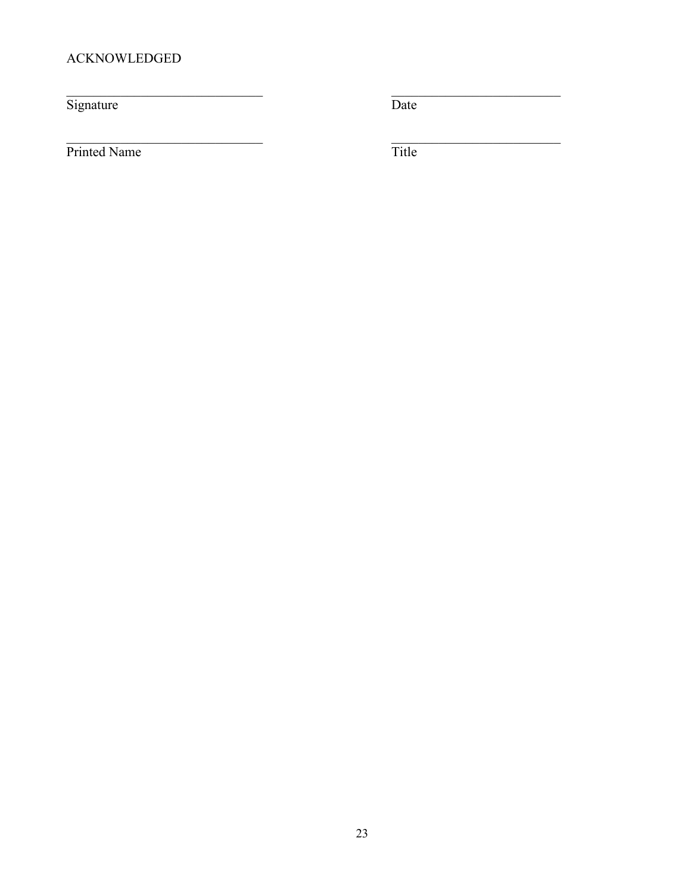ACKNOWLEDGED

| | |
|---|---|
| ______________________________ | __________________________ |
| Signature | Date |
| ______________________________ | __________________________ |
| Printed Name | Title |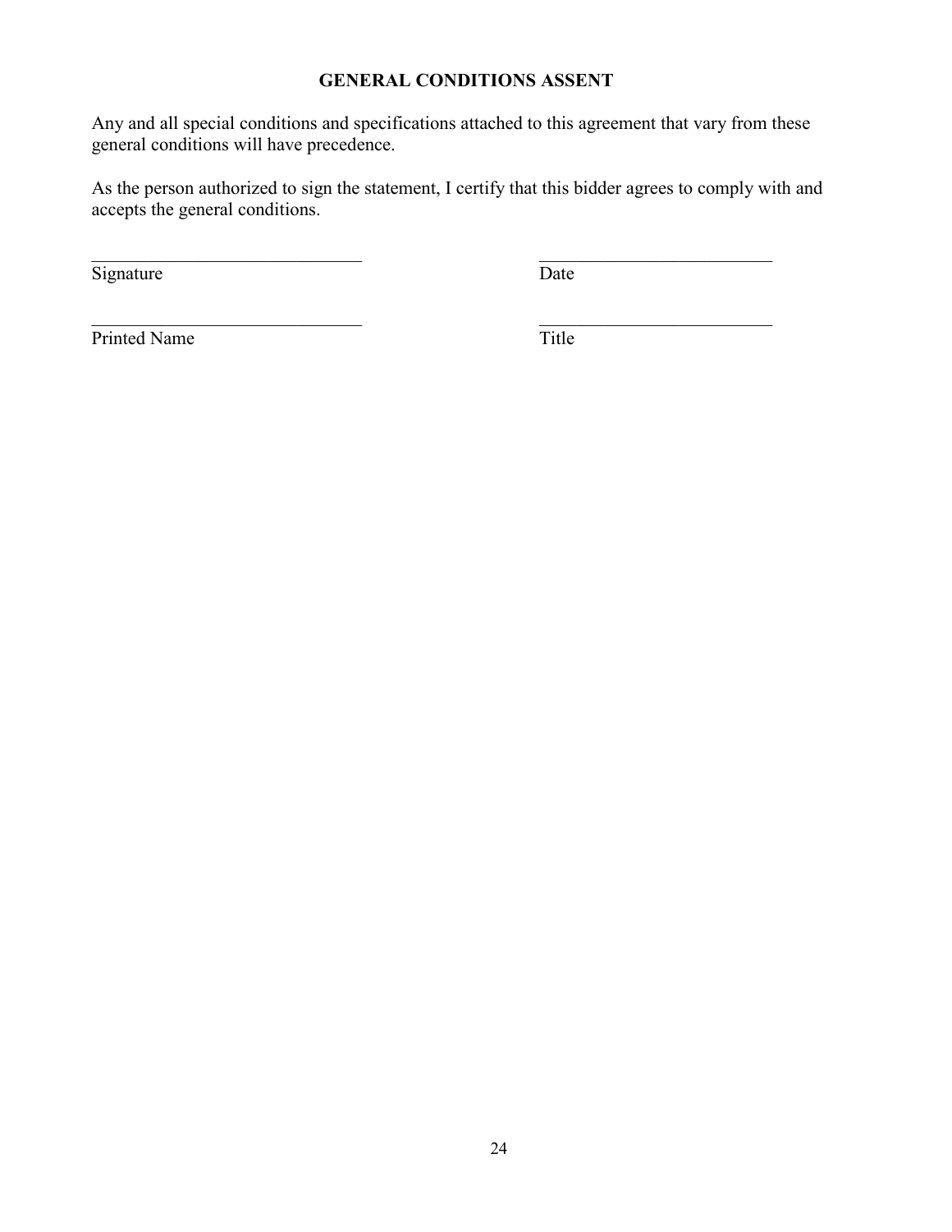**GENERAL CONDITIONS ASSENT**

Any and all special conditions and specifications attached to this agreement that vary from these general conditions will have precedence.

As the person authorized to sign the statement, I certify that this bidder agrees to comply with and accepts the general conditions.

| ______________________________ | __________________________ |
|---|---|
| Signature | Date |
| ______________________________ | __________________________ |
| Printed Name | Title |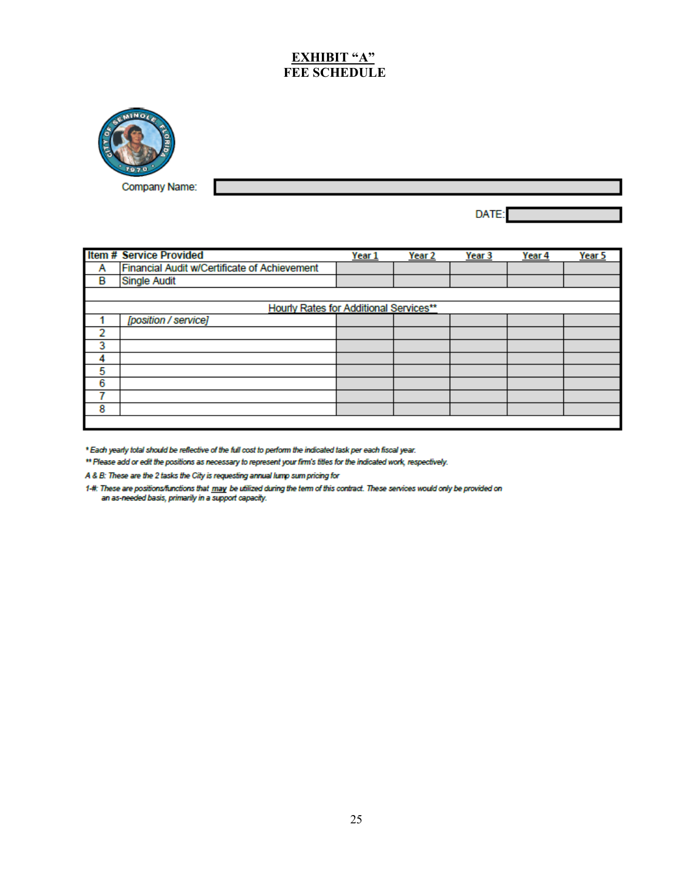# EXHIBIT "A"
# FEE SCHEDULE

Company Name:

DATE:

| Item # | Service Provided | Year 1 | Year 2 | Year 3 | Year 4 | Year 5 |
|---|---|---|---|---|---|---|
| A | Financial Audit w/Certificate of Achievement | | | | | |
| B | Single Audit | | | | | |
| | | | | | | |
| | Hourly Rates for Additional Services** | | | | | |
| 1 | *[position / service]* | | | | | |
| 2 | | | | | | |
| 3 | | | | | | |
| 4 | | | | | | |
| 5 | | | | | | |
| 6 | | | | | | |
| 7 | | | | | | |
| 8 | | | | | | |

*\* Each yearly total should be reflective of the full cost to perform the indicated task per each fiscal year.*

*\*\* Please add or edit the positions as necessary to represent your firm's titles for the indicated work, respectively.*

*A & B: These are the 2 tasks the City is requesting annual lump sum pricing for*

*1-#: These are positions/functions that __may__ be utilized during the term of this contract. These services would only be provided on an as-needed basis, primarily in a support capacity.*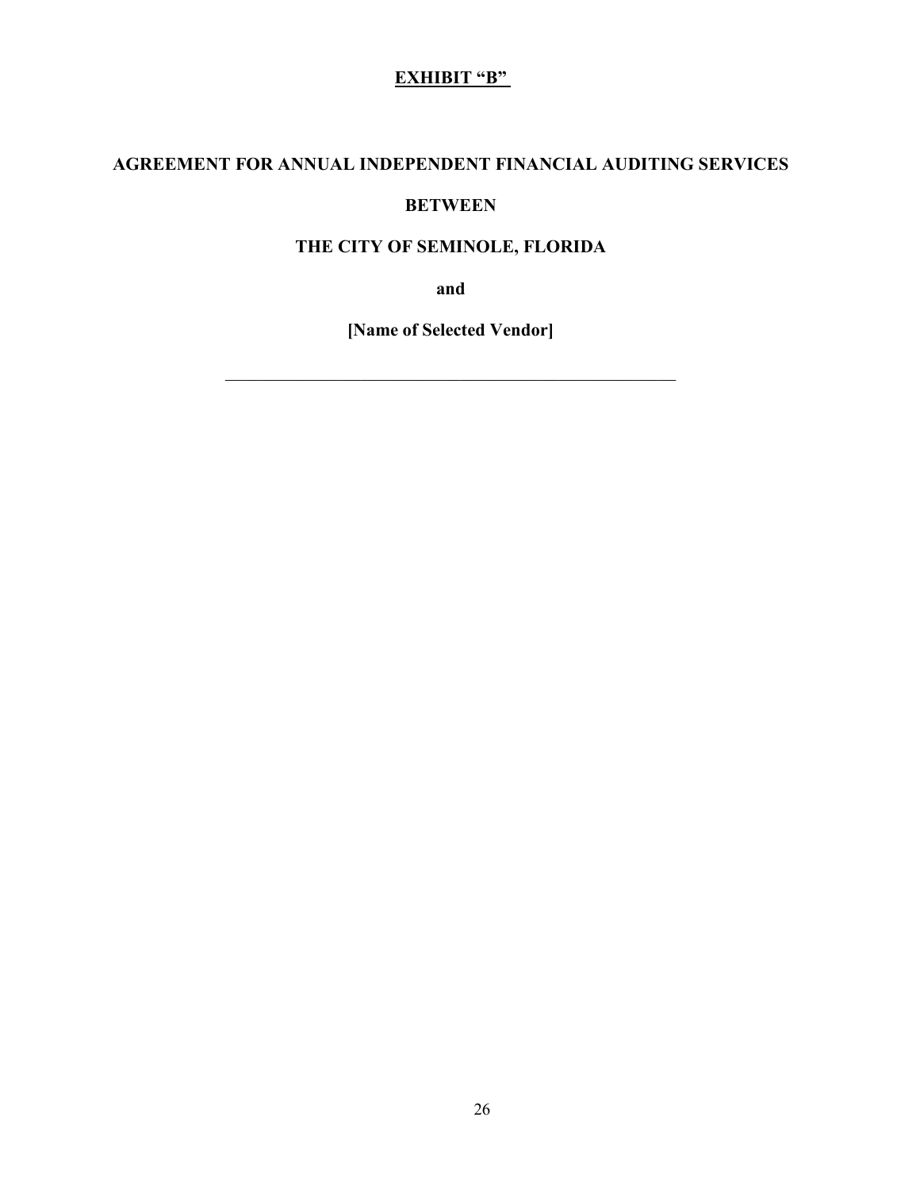**EXHIBIT "B"**

**AGREEMENT FOR ANNUAL INDEPENDENT FINANCIAL AUDITING SERVICES**

**BETWEEN**

**THE CITY OF SEMINOLE, FLORIDA**

**and**

**[Name of Selected Vendor]**

---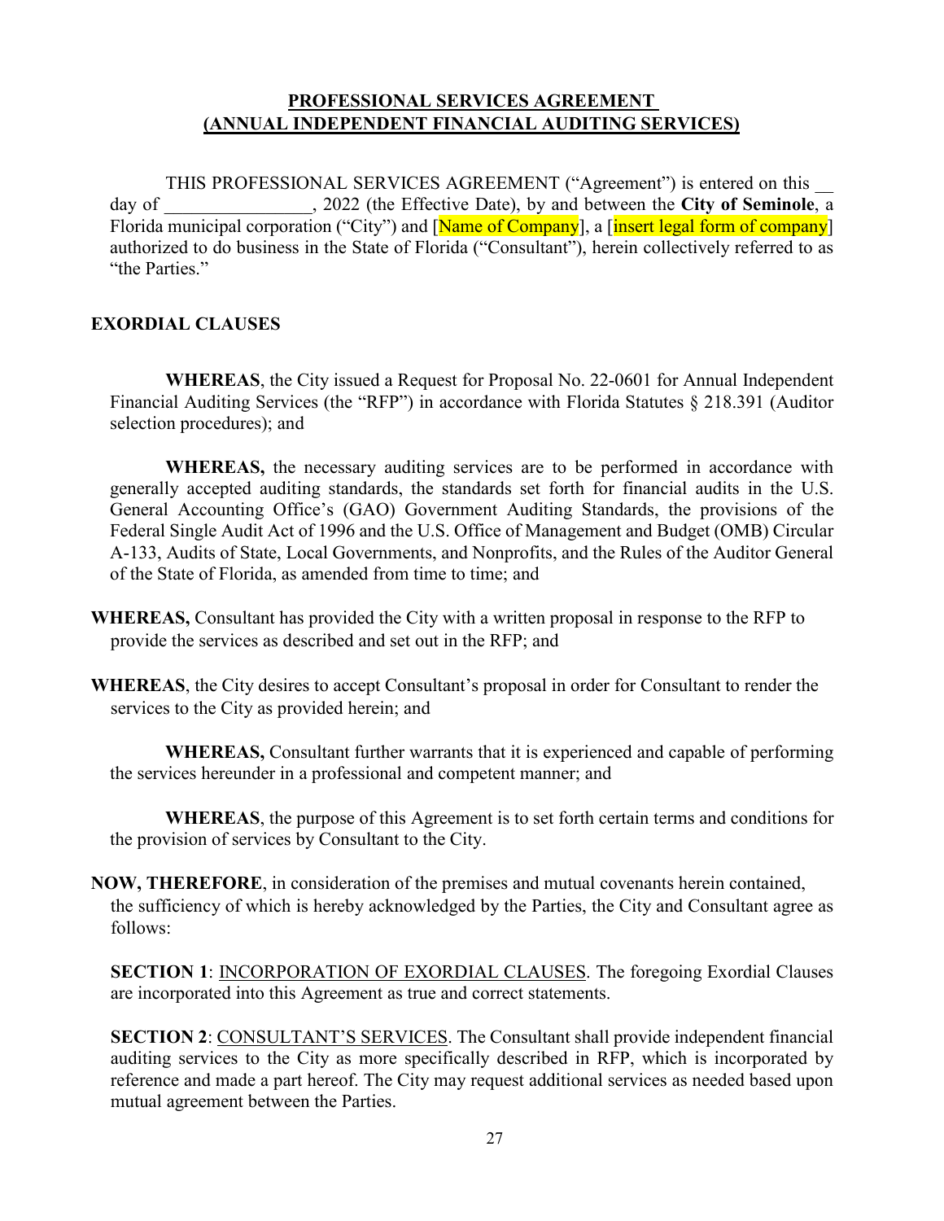# PROFESSIONAL SERVICES AGREEMENT (ANNUAL INDEPENDENT FINANCIAL AUDITING SERVICES)

THIS PROFESSIONAL SERVICES AGREEMENT ("Agreement") is entered on this __ day of ________________, 2022 (the Effective Date), by and between the **City of Seminole**, a Florida municipal corporation ("City") and [Name of Company], a [insert legal form of company] authorized to do business in the State of Florida ("Consultant"), herein collectively referred to as "the Parties."

## EXORDIAL CLAUSES

**WHEREAS**, the City issued a Request for Proposal No. 22-0601 for Annual Independent Financial Auditing Services (the "RFP") in accordance with Florida Statutes § 218.391 (Auditor selection procedures); and

**WHEREAS,** the necessary auditing services are to be performed in accordance with generally accepted auditing standards, the standards set forth for financial audits in the U.S. General Accounting Office's (GAO) Government Auditing Standards, the provisions of the Federal Single Audit Act of 1996 and the U.S. Office of Management and Budget (OMB) Circular A-133, Audits of State, Local Governments, and Nonprofits, and the Rules of the Auditor General of the State of Florida, as amended from time to time; and

**WHEREAS,** Consultant has provided the City with a written proposal in response to the RFP to provide the services as described and set out in the RFP; and

**WHEREAS**, the City desires to accept Consultant's proposal in order for Consultant to render the services to the City as provided herein; and

**WHEREAS,** Consultant further warrants that it is experienced and capable of performing the services hereunder in a professional and competent manner; and

**WHEREAS**, the purpose of this Agreement is to set forth certain terms and conditions for the provision of services by Consultant to the City.

**NOW, THEREFORE**, in consideration of the premises and mutual covenants herein contained, the sufficiency of which is hereby acknowledged by the Parties, the City and Consultant agree as follows:

**SECTION 1**: INCORPORATION OF EXORDIAL CLAUSES. The foregoing Exordial Clauses are incorporated into this Agreement as true and correct statements.

**SECTION 2**: CONSULTANT'S SERVICES. The Consultant shall provide independent financial auditing services to the City as more specifically described in RFP, which is incorporated by reference and made a part hereof. The City may request additional services as needed based upon mutual agreement between the Parties.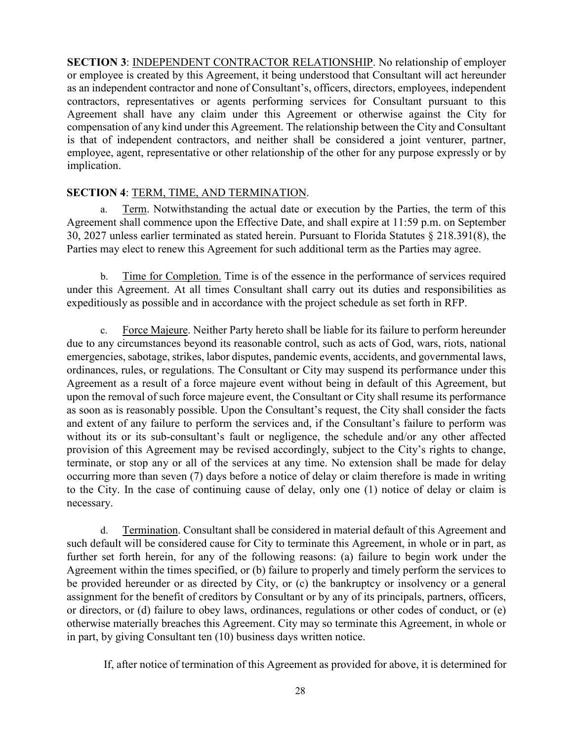**SECTION 3**: INDEPENDENT CONTRACTOR RELATIONSHIP. No relationship of employer or employee is created by this Agreement, it being understood that Consultant will act hereunder as an independent contractor and none of Consultant's, officers, directors, employees, independent contractors, representatives or agents performing services for Consultant pursuant to this Agreement shall have any claim under this Agreement or otherwise against the City for compensation of any kind under this Agreement. The relationship between the City and Consultant is that of independent contractors, and neither shall be considered a joint venturer, partner, employee, agent, representative or other relationship of the other for any purpose expressly or by implication.

**SECTION 4**: TERM, TIME, AND TERMINATION.

a. Term. Notwithstanding the actual date or execution by the Parties, the term of this Agreement shall commence upon the Effective Date, and shall expire at 11:59 p.m. on September 30, 2027 unless earlier terminated as stated herein. Pursuant to Florida Statutes § 218.391(8), the Parties may elect to renew this Agreement for such additional term as the Parties may agree.

b. Time for Completion. Time is of the essence in the performance of services required under this Agreement. At all times Consultant shall carry out its duties and responsibilities as expeditiously as possible and in accordance with the project schedule as set forth in RFP.

c. Force Majeure. Neither Party hereto shall be liable for its failure to perform hereunder due to any circumstances beyond its reasonable control, such as acts of God, wars, riots, national emergencies, sabotage, strikes, labor disputes, pandemic events, accidents, and governmental laws, ordinances, rules, or regulations. The Consultant or City may suspend its performance under this Agreement as a result of a force majeure event without being in default of this Agreement, but upon the removal of such force majeure event, the Consultant or City shall resume its performance as soon as is reasonably possible. Upon the Consultant's request, the City shall consider the facts and extent of any failure to perform the services and, if the Consultant's failure to perform was without its or its sub-consultant's fault or negligence, the schedule and/or any other affected provision of this Agreement may be revised accordingly, subject to the City's rights to change, terminate, or stop any or all of the services at any time. No extension shall be made for delay occurring more than seven (7) days before a notice of delay or claim therefore is made in writing to the City. In the case of continuing cause of delay, only one (1) notice of delay or claim is necessary.

d. Termination. Consultant shall be considered in material default of this Agreement and such default will be considered cause for City to terminate this Agreement, in whole or in part, as further set forth herein, for any of the following reasons: (a) failure to begin work under the Agreement within the times specified, or (b) failure to properly and timely perform the services to be provided hereunder or as directed by City, or (c) the bankruptcy or insolvency or a general assignment for the benefit of creditors by Consultant or by any of its principals, partners, officers, or directors, or (d) failure to obey laws, ordinances, regulations or other codes of conduct, or (e) otherwise materially breaches this Agreement. City may so terminate this Agreement, in whole or in part, by giving Consultant ten (10) business days written notice.

If, after notice of termination of this Agreement as provided for above, it is determined for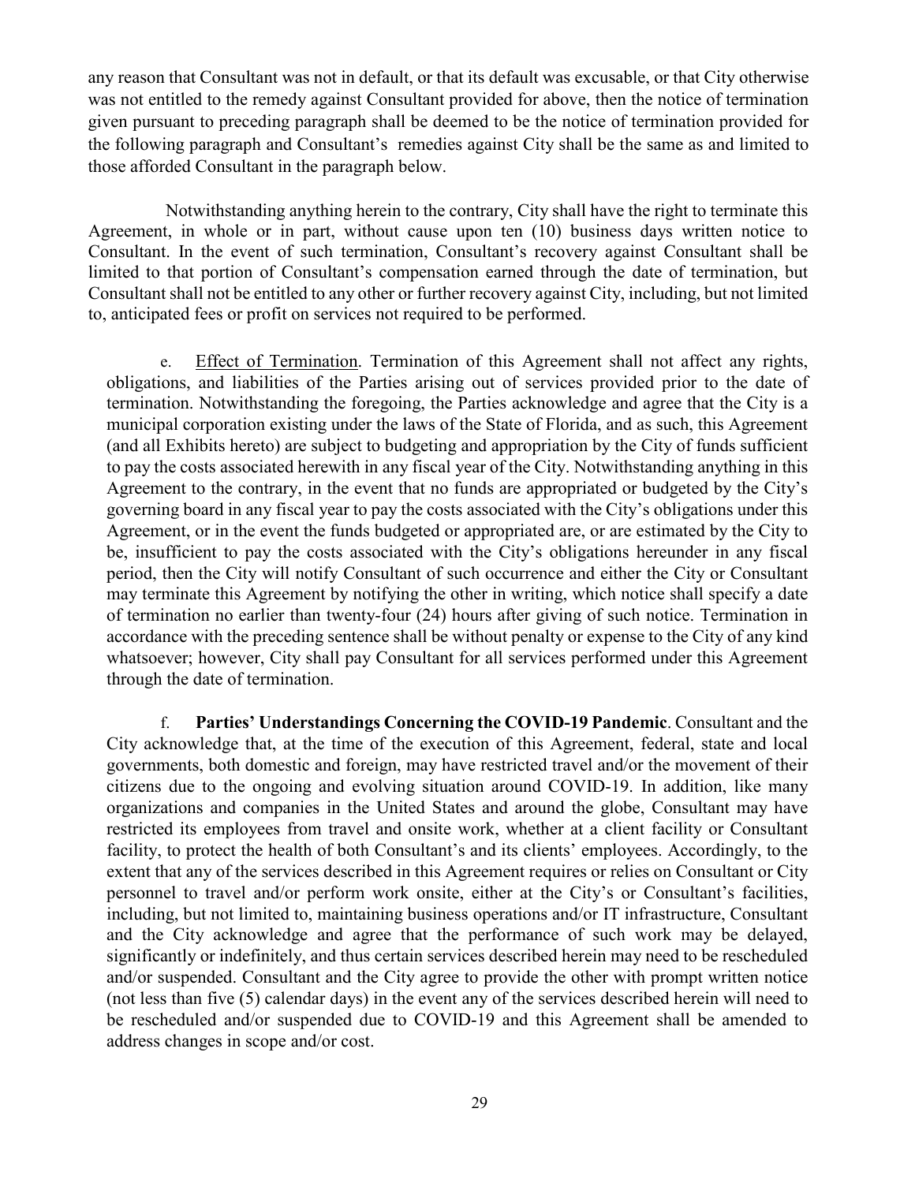any reason that Consultant was not in default, or that its default was excusable, or that City otherwise was not entitled to the remedy against Consultant provided for above, then the notice of termination given pursuant to preceding paragraph shall be deemed to be the notice of termination provided for the following paragraph and Consultant's remedies against City shall be the same as and limited to those afforded Consultant in the paragraph below.

Notwithstanding anything herein to the contrary, City shall have the right to terminate this Agreement, in whole or in part, without cause upon ten (10) business days written notice to Consultant. In the event of such termination, Consultant's recovery against Consultant shall be limited to that portion of Consultant's compensation earned through the date of termination, but Consultant shall not be entitled to any other or further recovery against City, including, but not limited to, anticipated fees or profit on services not required to be performed.

e. Effect of Termination. Termination of this Agreement shall not affect any rights, obligations, and liabilities of the Parties arising out of services provided prior to the date of termination. Notwithstanding the foregoing, the Parties acknowledge and agree that the City is a municipal corporation existing under the laws of the State of Florida, and as such, this Agreement (and all Exhibits hereto) are subject to budgeting and appropriation by the City of funds sufficient to pay the costs associated herewith in any fiscal year of the City. Notwithstanding anything in this Agreement to the contrary, in the event that no funds are appropriated or budgeted by the City's governing board in any fiscal year to pay the costs associated with the City's obligations under this Agreement, or in the event the funds budgeted or appropriated are, or are estimated by the City to be, insufficient to pay the costs associated with the City's obligations hereunder in any fiscal period, then the City will notify Consultant of such occurrence and either the City or Consultant may terminate this Agreement by notifying the other in writing, which notice shall specify a date of termination no earlier than twenty-four (24) hours after giving of such notice. Termination in accordance with the preceding sentence shall be without penalty or expense to the City of any kind whatsoever; however, City shall pay Consultant for all services performed under this Agreement through the date of termination.

f. **Parties' Understandings Concerning the COVID-19 Pandemic**. Consultant and the City acknowledge that, at the time of the execution of this Agreement, federal, state and local governments, both domestic and foreign, may have restricted travel and/or the movement of their citizens due to the ongoing and evolving situation around COVID-19. In addition, like many organizations and companies in the United States and around the globe, Consultant may have restricted its employees from travel and onsite work, whether at a client facility or Consultant facility, to protect the health of both Consultant's and its clients' employees. Accordingly, to the extent that any of the services described in this Agreement requires or relies on Consultant or City personnel to travel and/or perform work onsite, either at the City's or Consultant's facilities, including, but not limited to, maintaining business operations and/or IT infrastructure, Consultant and the City acknowledge and agree that the performance of such work may be delayed, significantly or indefinitely, and thus certain services described herein may need to be rescheduled and/or suspended. Consultant and the City agree to provide the other with prompt written notice (not less than five (5) calendar days) in the event any of the services described herein will need to be rescheduled and/or suspended due to COVID-19 and this Agreement shall be amended to address changes in scope and/or cost.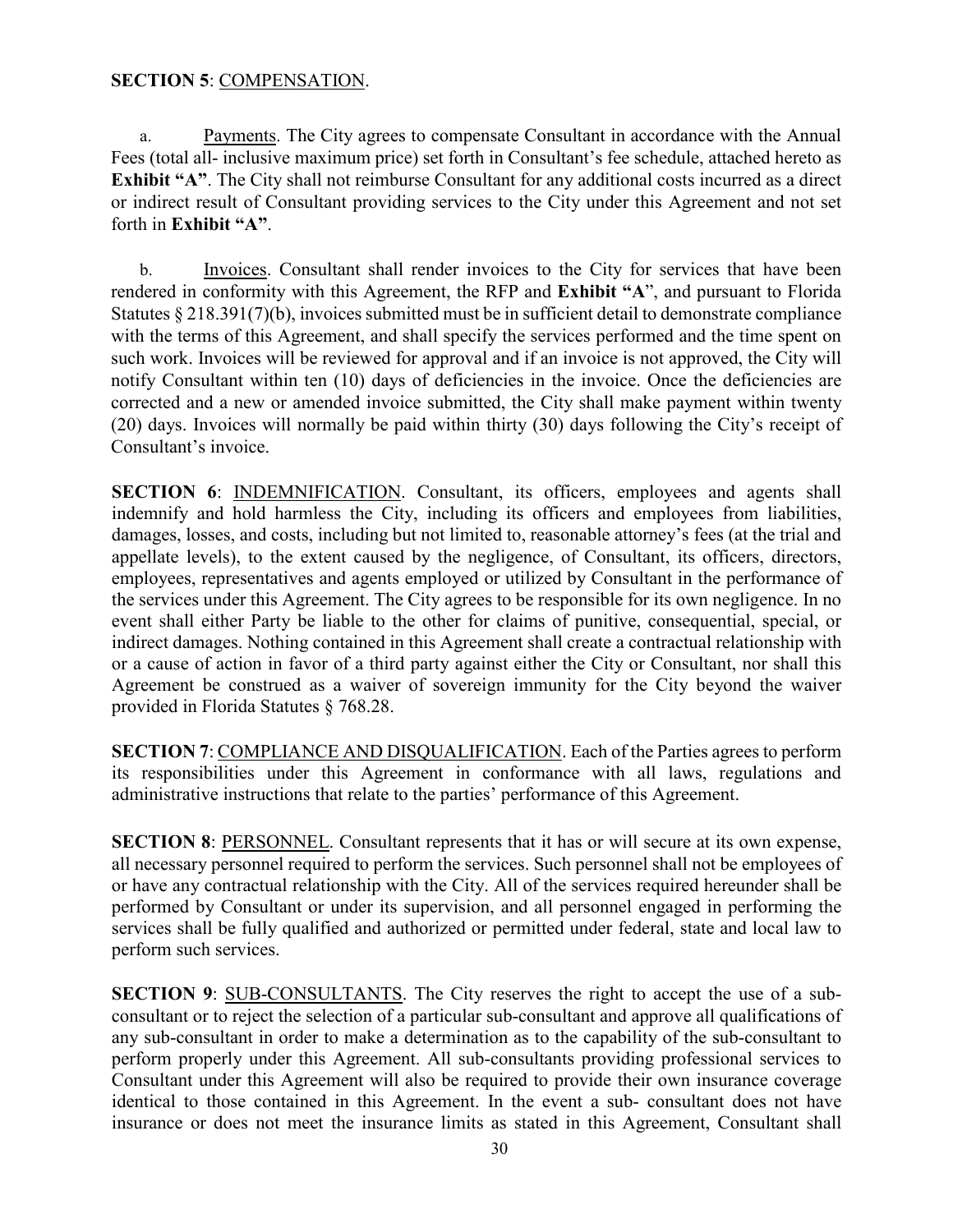**SECTION 5**: COMPENSATION.

a. Payments. The City agrees to compensate Consultant in accordance with the Annual Fees (total all- inclusive maximum price) set forth in Consultant's fee schedule, attached hereto as **Exhibit "A"**. The City shall not reimburse Consultant for any additional costs incurred as a direct or indirect result of Consultant providing services to the City under this Agreement and not set forth in **Exhibit "A"**.

b. Invoices. Consultant shall render invoices to the City for services that have been rendered in conformity with this Agreement, the RFP and **Exhibit "A**", and pursuant to Florida Statutes § 218.391(7)(b), invoices submitted must be in sufficient detail to demonstrate compliance with the terms of this Agreement, and shall specify the services performed and the time spent on such work. Invoices will be reviewed for approval and if an invoice is not approved, the City will notify Consultant within ten (10) days of deficiencies in the invoice. Once the deficiencies are corrected and a new or amended invoice submitted, the City shall make payment within twenty (20) days. Invoices will normally be paid within thirty (30) days following the City's receipt of Consultant's invoice.

**SECTION 6**: INDEMNIFICATION. Consultant, its officers, employees and agents shall indemnify and hold harmless the City, including its officers and employees from liabilities, damages, losses, and costs, including but not limited to, reasonable attorney's fees (at the trial and appellate levels), to the extent caused by the negligence, of Consultant, its officers, directors, employees, representatives and agents employed or utilized by Consultant in the performance of the services under this Agreement. The City agrees to be responsible for its own negligence. In no event shall either Party be liable to the other for claims of punitive, consequential, special, or indirect damages. Nothing contained in this Agreement shall create a contractual relationship with or a cause of action in favor of a third party against either the City or Consultant, nor shall this Agreement be construed as a waiver of sovereign immunity for the City beyond the waiver provided in Florida Statutes § 768.28.

**SECTION 7**: COMPLIANCE AND DISQUALIFICATION. Each of the Parties agrees to perform its responsibilities under this Agreement in conformance with all laws, regulations and administrative instructions that relate to the parties' performance of this Agreement.

**SECTION 8**: PERSONNEL. Consultant represents that it has or will secure at its own expense, all necessary personnel required to perform the services. Such personnel shall not be employees of or have any contractual relationship with the City. All of the services required hereunder shall be performed by Consultant or under its supervision, and all personnel engaged in performing the services shall be fully qualified and authorized or permitted under federal, state and local law to perform such services.

**SECTION 9**: SUB-CONSULTANTS. The City reserves the right to accept the use of a sub-consultant or to reject the selection of a particular sub-consultant and approve all qualifications of any sub-consultant in order to make a determination as to the capability of the sub-consultant to perform properly under this Agreement. All sub-consultants providing professional services to Consultant under this Agreement will also be required to provide their own insurance coverage identical to those contained in this Agreement. In the event a sub- consultant does not have insurance or does not meet the insurance limits as stated in this Agreement, Consultant shall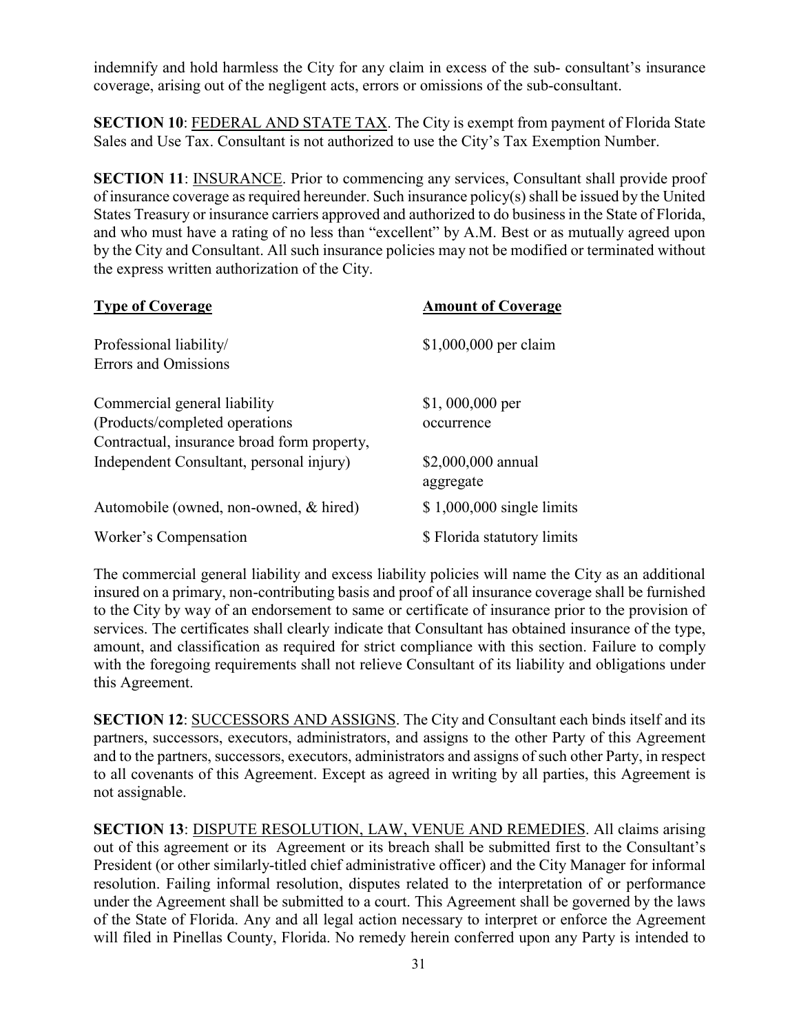indemnify and hold harmless the City for any claim in excess of the sub- consultant's insurance coverage, arising out of the negligent acts, errors or omissions of the sub-consultant.

**SECTION 10**: FEDERAL AND STATE TAX. The City is exempt from payment of Florida State Sales and Use Tax. Consultant is not authorized to use the City's Tax Exemption Number.

**SECTION 11**: INSURANCE. Prior to commencing any services, Consultant shall provide proof of insurance coverage as required hereunder. Such insurance policy(s) shall be issued by the United States Treasury or insurance carriers approved and authorized to do business in the State of Florida, and who must have a rating of no less than "excellent" by A.M. Best or as mutually agreed upon by the City and Consultant. All such insurance policies may not be modified or terminated without the express written authorization of the City.

| Type of Coverage | Amount of Coverage |
|---|---|
| Professional liability/ Errors and Omissions | $1,000,000 per claim |
| Commercial general liability (Products/completed operations Contractual, insurance broad form property, Independent Consultant, personal injury) | $1, 000,000 per occurrence<br>$2,000,000 annual aggregate |
| Automobile (owned, non-owned, & hired) | $ 1,000,000 single limits |
| Worker's Compensation | $ Florida statutory limits |

The commercial general liability and excess liability policies will name the City as an additional insured on a primary, non-contributing basis and proof of all insurance coverage shall be furnished to the City by way of an endorsement to same or certificate of insurance prior to the provision of services. The certificates shall clearly indicate that Consultant has obtained insurance of the type, amount, and classification as required for strict compliance with this section. Failure to comply with the foregoing requirements shall not relieve Consultant of its liability and obligations under this Agreement.

**SECTION 12**: SUCCESSORS AND ASSIGNS. The City and Consultant each binds itself and its partners, successors, executors, administrators, and assigns to the other Party of this Agreement and to the partners, successors, executors, administrators and assigns of such other Party, in respect to all covenants of this Agreement. Except as agreed in writing by all parties, this Agreement is not assignable.

**SECTION 13**: DISPUTE RESOLUTION, LAW, VENUE AND REMEDIES. All claims arising out of this agreement or its Agreement or its breach shall be submitted first to the Consultant's President (or other similarly-titled chief administrative officer) and the City Manager for informal resolution. Failing informal resolution, disputes related to the interpretation of or performance under the Agreement shall be submitted to a court. This Agreement shall be governed by the laws of the State of Florida. Any and all legal action necessary to interpret or enforce the Agreement will filed in Pinellas County, Florida. No remedy herein conferred upon any Party is intended to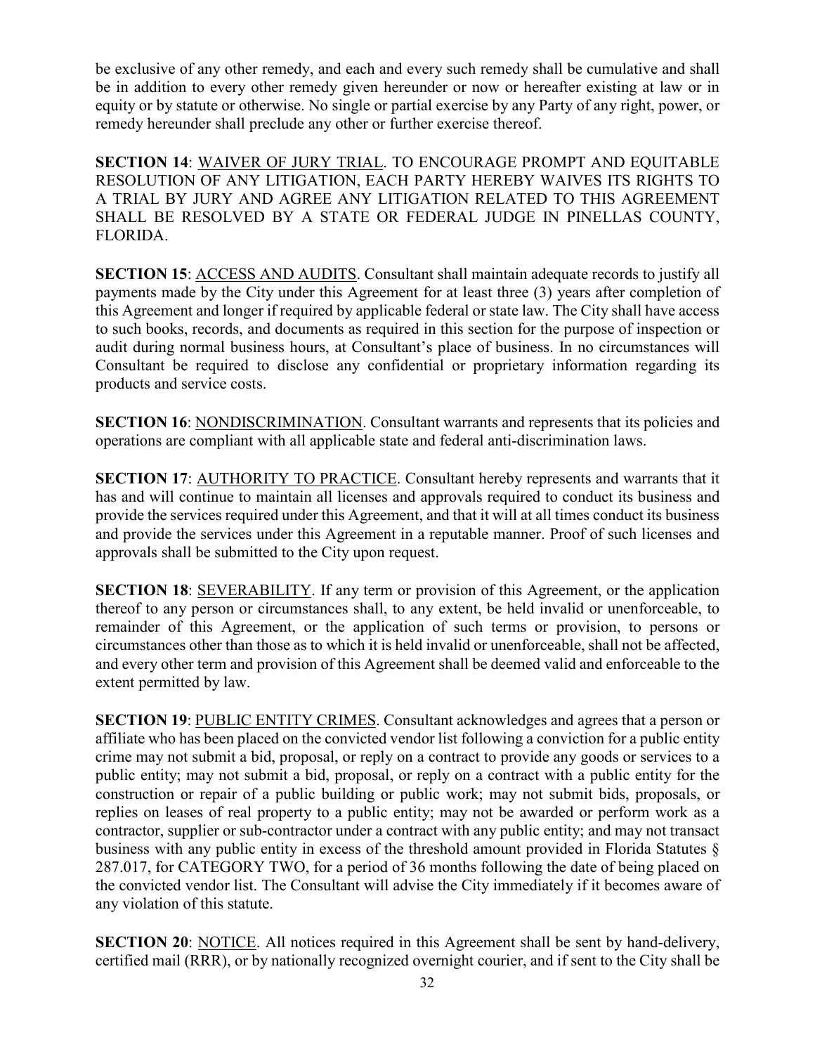be exclusive of any other remedy, and each and every such remedy shall be cumulative and shall be in addition to every other remedy given hereunder or now or hereafter existing at law or in equity or by statute or otherwise. No single or partial exercise by any Party of any right, power, or remedy hereunder shall preclude any other or further exercise thereof.

**SECTION 14**: WAIVER OF JURY TRIAL. TO ENCOURAGE PROMPT AND EQUITABLE RESOLUTION OF ANY LITIGATION, EACH PARTY HEREBY WAIVES ITS RIGHTS TO A TRIAL BY JURY AND AGREE ANY LITIGATION RELATED TO THIS AGREEMENT SHALL BE RESOLVED BY A STATE OR FEDERAL JUDGE IN PINELLAS COUNTY, FLORIDA.

**SECTION 15**: ACCESS AND AUDITS. Consultant shall maintain adequate records to justify all payments made by the City under this Agreement for at least three (3) years after completion of this Agreement and longer if required by applicable federal or state law. The City shall have access to such books, records, and documents as required in this section for the purpose of inspection or audit during normal business hours, at Consultant's place of business. In no circumstances will Consultant be required to disclose any confidential or proprietary information regarding its products and service costs.

**SECTION 16**: NONDISCRIMINATION. Consultant warrants and represents that its policies and operations are compliant with all applicable state and federal anti-discrimination laws.

**SECTION 17**: AUTHORITY TO PRACTICE. Consultant hereby represents and warrants that it has and will continue to maintain all licenses and approvals required to conduct its business and provide the services required under this Agreement, and that it will at all times conduct its business and provide the services under this Agreement in a reputable manner. Proof of such licenses and approvals shall be submitted to the City upon request.

**SECTION 18**: SEVERABILITY. If any term or provision of this Agreement, or the application thereof to any person or circumstances shall, to any extent, be held invalid or unenforceable, to remainder of this Agreement, or the application of such terms or provision, to persons or circumstances other than those as to which it is held invalid or unenforceable, shall not be affected, and every other term and provision of this Agreement shall be deemed valid and enforceable to the extent permitted by law.

**SECTION 19**: PUBLIC ENTITY CRIMES. Consultant acknowledges and agrees that a person or affiliate who has been placed on the convicted vendor list following a conviction for a public entity crime may not submit a bid, proposal, or reply on a contract to provide any goods or services to a public entity; may not submit a bid, proposal, or reply on a contract with a public entity for the construction or repair of a public building or public work; may not submit bids, proposals, or replies on leases of real property to a public entity; may not be awarded or perform work as a contractor, supplier or sub-contractor under a contract with any public entity; and may not transact business with any public entity in excess of the threshold amount provided in Florida Statutes § 287.017, for CATEGORY TWO, for a period of 36 months following the date of being placed on the convicted vendor list. The Consultant will advise the City immediately if it becomes aware of any violation of this statute.

**SECTION 20**: NOTICE. All notices required in this Agreement shall be sent by hand-delivery, certified mail (RRR), or by nationally recognized overnight courier, and if sent to the City shall be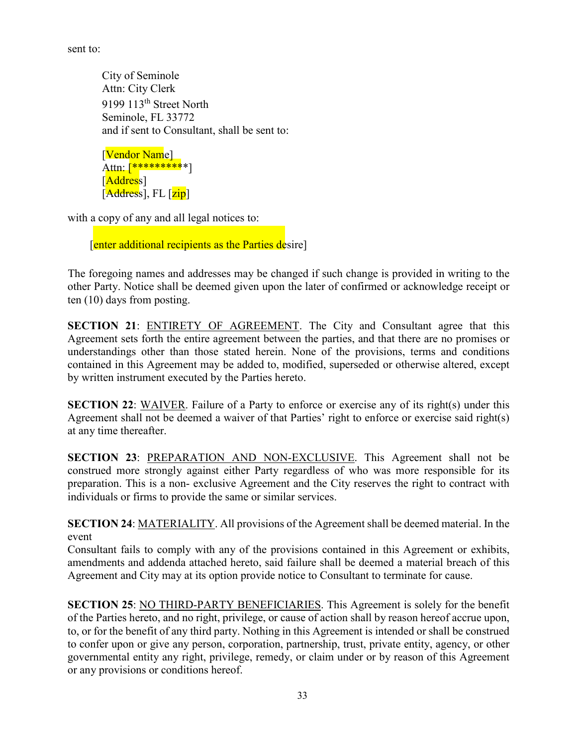sent to:

City of Seminole
Attn: City Clerk
9199 113th Street North
Seminole, FL 33772
and if sent to Consultant, shall be sent to:

[Vendor Name]
Attn: [**********]
[Address]
[Address], FL [zip]

with a copy of any and all legal notices to:

[enter additional recipients as the Parties desire]

The foregoing names and addresses may be changed if such change is provided in writing to the other Party. Notice shall be deemed given upon the later of confirmed or acknowledge receipt or ten (10) days from posting.

**SECTION 21**: ENTIRETY OF AGREEMENT. The City and Consultant agree that this Agreement sets forth the entire agreement between the parties, and that there are no promises or understandings other than those stated herein. None of the provisions, terms and conditions contained in this Agreement may be added to, modified, superseded or otherwise altered, except by written instrument executed by the Parties hereto.

**SECTION 22**: WAIVER. Failure of a Party to enforce or exercise any of its right(s) under this Agreement shall not be deemed a waiver of that Parties' right to enforce or exercise said right(s) at any time thereafter.

**SECTION 23**: PREPARATION AND NON-EXCLUSIVE. This Agreement shall not be construed more strongly against either Party regardless of who was more responsible for its preparation. This is a non- exclusive Agreement and the City reserves the right to contract with individuals or firms to provide the same or similar services.

**SECTION 24**: MATERIALITY. All provisions of the Agreement shall be deemed material. In the event
Consultant fails to comply with any of the provisions contained in this Agreement or exhibits, amendments and addenda attached hereto, said failure shall be deemed a material breach of this Agreement and City may at its option provide notice to Consultant to terminate for cause.

**SECTION 25**: NO THIRD-PARTY BENEFICIARIES. This Agreement is solely for the benefit of the Parties hereto, and no right, privilege, or cause of action shall by reason hereof accrue upon, to, or for the benefit of any third party. Nothing in this Agreement is intended or shall be construed to confer upon or give any person, corporation, partnership, trust, private entity, agency, or other governmental entity any right, privilege, remedy, or claim under or by reason of this Agreement or any provisions or conditions hereof.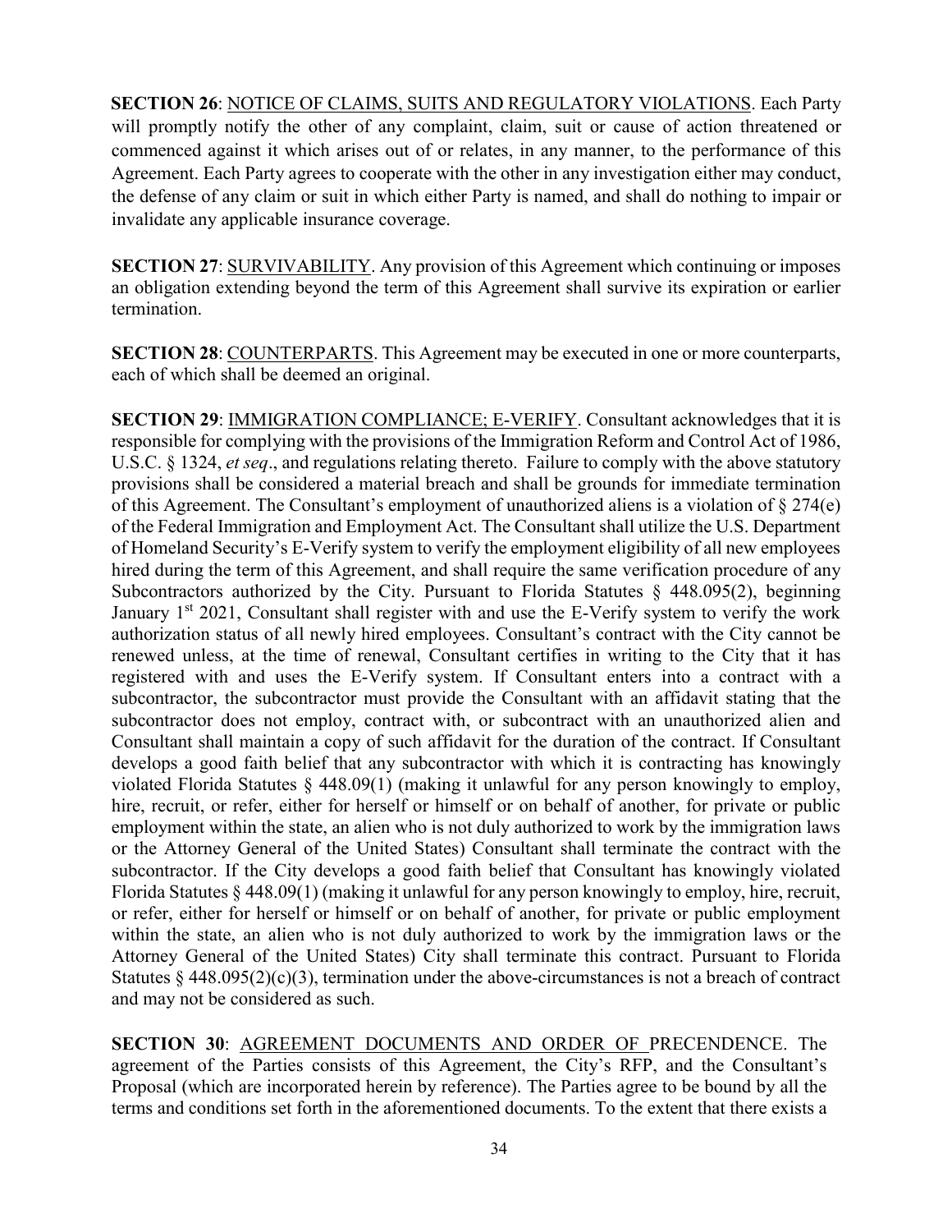**SECTION 26**: NOTICE OF CLAIMS, SUITS AND REGULATORY VIOLATIONS. Each Party will promptly notify the other of any complaint, claim, suit or cause of action threatened or commenced against it which arises out of or relates, in any manner, to the performance of this Agreement. Each Party agrees to cooperate with the other in any investigation either may conduct, the defense of any claim or suit in which either Party is named, and shall do nothing to impair or invalidate any applicable insurance coverage.

**SECTION 27**: SURVIVABILITY. Any provision of this Agreement which continuing or imposes an obligation extending beyond the term of this Agreement shall survive its expiration or earlier termination.

**SECTION 28**: COUNTERPARTS. This Agreement may be executed in one or more counterparts, each of which shall be deemed an original.

**SECTION 29**: IMMIGRATION COMPLIANCE; E-VERIFY. Consultant acknowledges that it is responsible for complying with the provisions of the Immigration Reform and Control Act of 1986, U.S.C. § 1324, *et seq*., and regulations relating thereto. Failure to comply with the above statutory provisions shall be considered a material breach and shall be grounds for immediate termination of this Agreement. The Consultant's employment of unauthorized aliens is a violation of § 274(e) of the Federal Immigration and Employment Act. The Consultant shall utilize the U.S. Department of Homeland Security's E-Verify system to verify the employment eligibility of all new employees hired during the term of this Agreement, and shall require the same verification procedure of any Subcontractors authorized by the City. Pursuant to Florida Statutes § 448.095(2), beginning January 1st 2021, Consultant shall register with and use the E-Verify system to verify the work authorization status of all newly hired employees. Consultant's contract with the City cannot be renewed unless, at the time of renewal, Consultant certifies in writing to the City that it has registered with and uses the E-Verify system. If Consultant enters into a contract with a subcontractor, the subcontractor must provide the Consultant with an affidavit stating that the subcontractor does not employ, contract with, or subcontract with an unauthorized alien and Consultant shall maintain a copy of such affidavit for the duration of the contract. If Consultant develops a good faith belief that any subcontractor with which it is contracting has knowingly violated Florida Statutes § 448.09(1) (making it unlawful for any person knowingly to employ, hire, recruit, or refer, either for herself or himself or on behalf of another, for private or public employment within the state, an alien who is not duly authorized to work by the immigration laws or the Attorney General of the United States) Consultant shall terminate the contract with the subcontractor. If the City develops a good faith belief that Consultant has knowingly violated Florida Statutes § 448.09(1) (making it unlawful for any person knowingly to employ, hire, recruit, or refer, either for herself or himself or on behalf of another, for private or public employment within the state, an alien who is not duly authorized to work by the immigration laws or the Attorney General of the United States) City shall terminate this contract. Pursuant to Florida Statutes § 448.095(2)(c)(3), termination under the above-circumstances is not a breach of contract and may not be considered as such.

**SECTION 30**: AGREEMENT DOCUMENTS AND ORDER OF PRECENDENCE. The agreement of the Parties consists of this Agreement, the City's RFP, and the Consultant's Proposal (which are incorporated herein by reference). The Parties agree to be bound by all the terms and conditions set forth in the aforementioned documents. To the extent that there exists a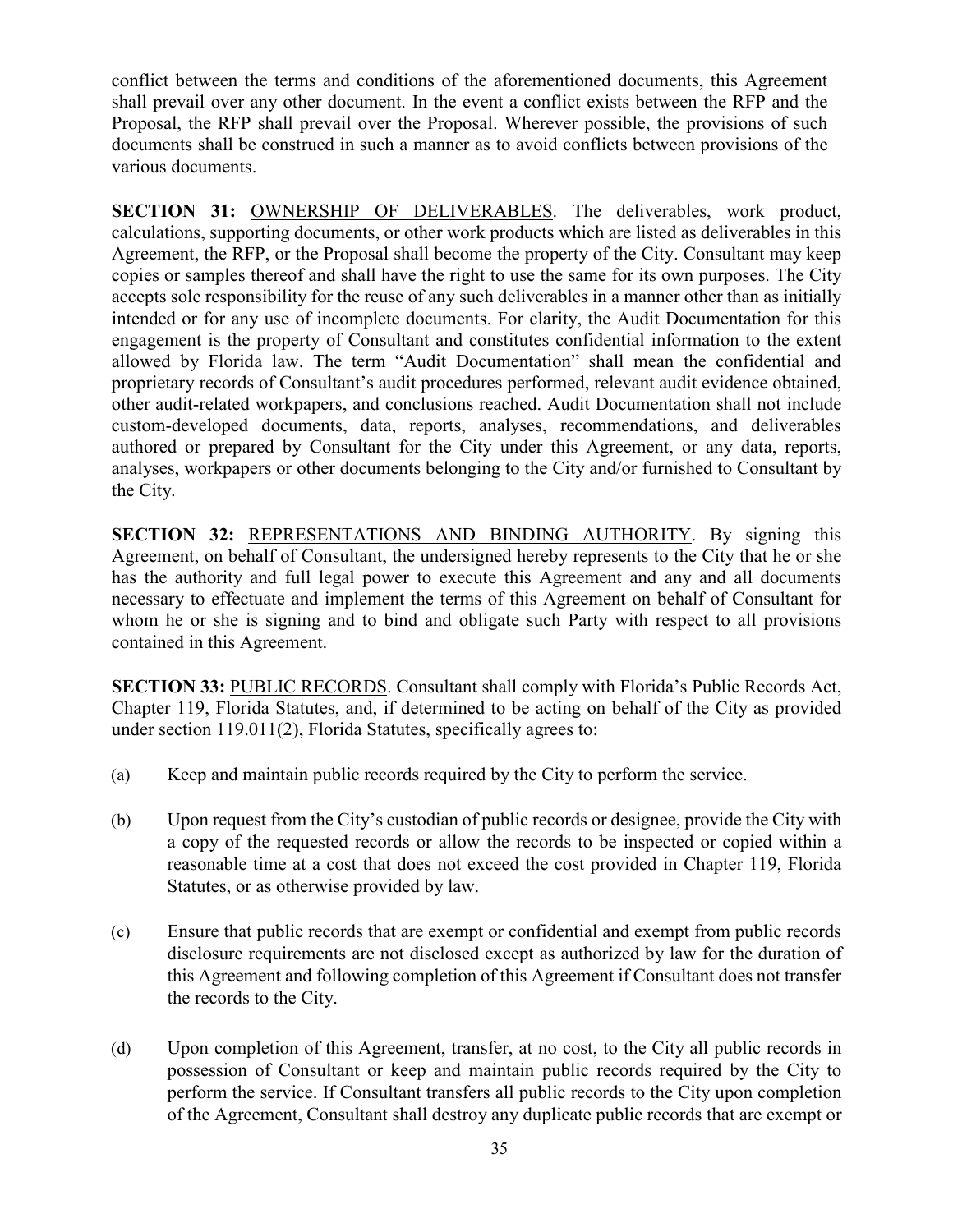conflict between the terms and conditions of the aforementioned documents, this Agreement shall prevail over any other document. In the event a conflict exists between the RFP and the Proposal, the RFP shall prevail over the Proposal. Wherever possible, the provisions of such documents shall be construed in such a manner as to avoid conflicts between provisions of the various documents.

**SECTION 31:** OWNERSHIP OF DELIVERABLES. The deliverables, work product, calculations, supporting documents, or other work products which are listed as deliverables in this Agreement, the RFP, or the Proposal shall become the property of the City. Consultant may keep copies or samples thereof and shall have the right to use the same for its own purposes. The City accepts sole responsibility for the reuse of any such deliverables in a manner other than as initially intended or for any use of incomplete documents. For clarity, the Audit Documentation for this engagement is the property of Consultant and constitutes confidential information to the extent allowed by Florida law. The term "Audit Documentation" shall mean the confidential and proprietary records of Consultant's audit procedures performed, relevant audit evidence obtained, other audit-related workpapers, and conclusions reached. Audit Documentation shall not include custom-developed documents, data, reports, analyses, recommendations, and deliverables authored or prepared by Consultant for the City under this Agreement, or any data, reports, analyses, workpapers or other documents belonging to the City and/or furnished to Consultant by the City.

**SECTION 32:** REPRESENTATIONS AND BINDING AUTHORITY. By signing this Agreement, on behalf of Consultant, the undersigned hereby represents to the City that he or she has the authority and full legal power to execute this Agreement and any and all documents necessary to effectuate and implement the terms of this Agreement on behalf of Consultant for whom he or she is signing and to bind and obligate such Party with respect to all provisions contained in this Agreement.

**SECTION 33:** PUBLIC RECORDS. Consultant shall comply with Florida's Public Records Act, Chapter 119, Florida Statutes, and, if determined to be acting on behalf of the City as provided under section 119.011(2), Florida Statutes, specifically agrees to:

(a) Keep and maintain public records required by the City to perform the service.

(b) Upon request from the City's custodian of public records or designee, provide the City with a copy of the requested records or allow the records to be inspected or copied within a reasonable time at a cost that does not exceed the cost provided in Chapter 119, Florida Statutes, or as otherwise provided by law.

(c) Ensure that public records that are exempt or confidential and exempt from public records disclosure requirements are not disclosed except as authorized by law for the duration of this Agreement and following completion of this Agreement if Consultant does not transfer the records to the City.

(d) Upon completion of this Agreement, transfer, at no cost, to the City all public records in possession of Consultant or keep and maintain public records required by the City to perform the service. If Consultant transfers all public records to the City upon completion of the Agreement, Consultant shall destroy any duplicate public records that are exempt or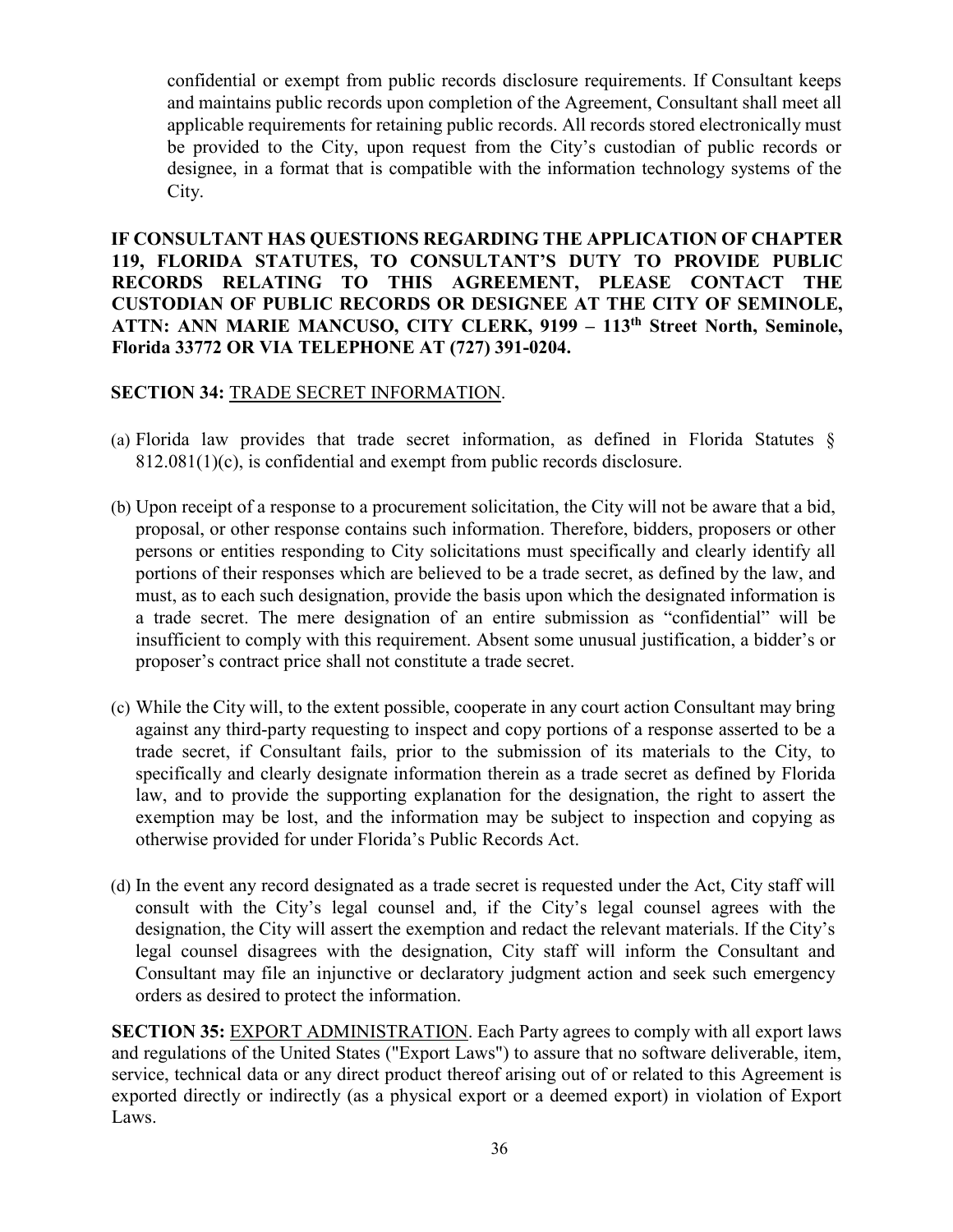confidential or exempt from public records disclosure requirements. If Consultant keeps and maintains public records upon completion of the Agreement, Consultant shall meet all applicable requirements for retaining public records. All records stored electronically must be provided to the City, upon request from the City's custodian of public records or designee, in a format that is compatible with the information technology systems of the City.

**IF CONSULTANT HAS QUESTIONS REGARDING THE APPLICATION OF CHAPTER 119, FLORIDA STATUTES, TO CONSULTANT'S DUTY TO PROVIDE PUBLIC RECORDS RELATING TO THIS AGREEMENT, PLEASE CONTACT THE CUSTODIAN OF PUBLIC RECORDS OR DESIGNEE AT THE CITY OF SEMINOLE, ATTN: ANN MARIE MANCUSO, CITY CLERK, 9199 – 113th Street North, Seminole, Florida 33772 OR VIA TELEPHONE AT (727) 391-0204.**

**SECTION 34:** TRADE SECRET INFORMATION.

(a) Florida law provides that trade secret information, as defined in Florida Statutes § 812.081(1)(c), is confidential and exempt from public records disclosure.

(b) Upon receipt of a response to a procurement solicitation, the City will not be aware that a bid, proposal, or other response contains such information. Therefore, bidders, proposers or other persons or entities responding to City solicitations must specifically and clearly identify all portions of their responses which are believed to be a trade secret, as defined by the law, and must, as to each such designation, provide the basis upon which the designated information is a trade secret. The mere designation of an entire submission as "confidential" will be insufficient to comply with this requirement. Absent some unusual justification, a bidder's or proposer's contract price shall not constitute a trade secret.

(c) While the City will, to the extent possible, cooperate in any court action Consultant may bring against any third-party requesting to inspect and copy portions of a response asserted to be a trade secret, if Consultant fails, prior to the submission of its materials to the City, to specifically and clearly designate information therein as a trade secret as defined by Florida law, and to provide the supporting explanation for the designation, the right to assert the exemption may be lost, and the information may be subject to inspection and copying as otherwise provided for under Florida's Public Records Act.

(d) In the event any record designated as a trade secret is requested under the Act, City staff will consult with the City's legal counsel and, if the City's legal counsel agrees with the designation, the City will assert the exemption and redact the relevant materials. If the City's legal counsel disagrees with the designation, City staff will inform the Consultant and Consultant may file an injunctive or declaratory judgment action and seek such emergency orders as desired to protect the information.

**SECTION 35:** EXPORT ADMINISTRATION. Each Party agrees to comply with all export laws and regulations of the United States ("Export Laws") to assure that no software deliverable, item, service, technical data or any direct product thereof arising out of or related to this Agreement is exported directly or indirectly (as a physical export or a deemed export) in violation of Export Laws.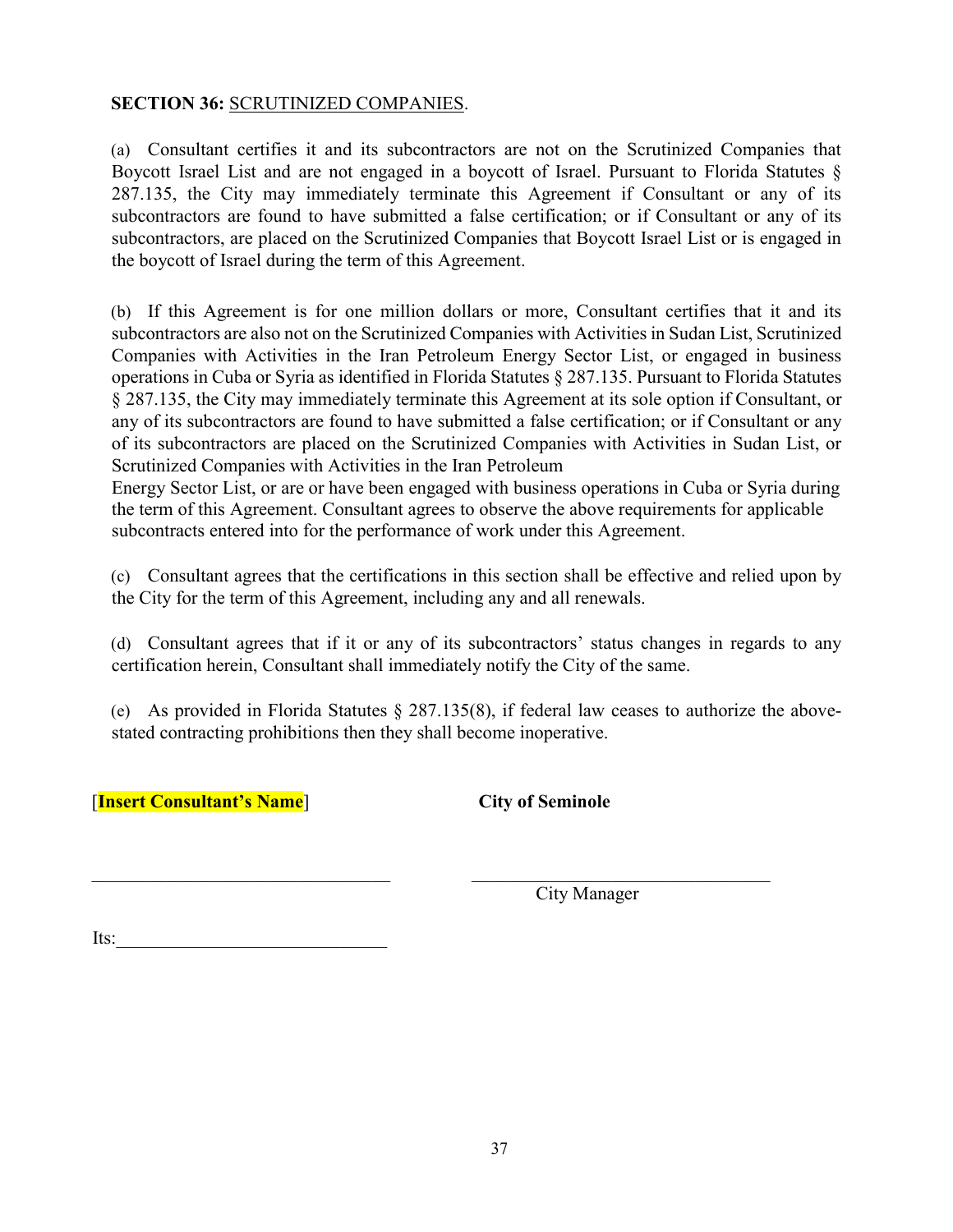**SECTION 36:** SCRUTINIZED COMPANIES.

(a) Consultant certifies it and its subcontractors are not on the Scrutinized Companies that Boycott Israel List and are not engaged in a boycott of Israel. Pursuant to Florida Statutes § 287.135, the City may immediately terminate this Agreement if Consultant or any of its subcontractors are found to have submitted a false certification; or if Consultant or any of its subcontractors, are placed on the Scrutinized Companies that Boycott Israel List or is engaged in the boycott of Israel during the term of this Agreement.

(b) If this Agreement is for one million dollars or more, Consultant certifies that it and its subcontractors are also not on the Scrutinized Companies with Activities in Sudan List, Scrutinized Companies with Activities in the Iran Petroleum Energy Sector List, or engaged in business operations in Cuba or Syria as identified in Florida Statutes § 287.135. Pursuant to Florida Statutes § 287.135, the City may immediately terminate this Agreement at its sole option if Consultant, or any of its subcontractors are found to have submitted a false certification; or if Consultant or any of its subcontractors are placed on the Scrutinized Companies with Activities in Sudan List, or Scrutinized Companies with Activities in the Iran Petroleum Energy Sector List, or are or have been engaged with business operations in Cuba or Syria during the term of this Agreement. Consultant agrees to observe the above requirements for applicable subcontracts entered into for the performance of work under this Agreement.

(c) Consultant agrees that the certifications in this section shall be effective and relied upon by the City for the term of this Agreement, including any and all renewals.

(d) Consultant agrees that if it or any of its subcontractors' status changes in regards to any certification herein, Consultant shall immediately notify the City of the same.

(e) As provided in Florida Statutes § 287.135(8), if federal law ceases to authorize the above-stated contracting prohibitions then they shall become inoperative.

| [**Insert Consultant's Name**] | **City of Seminole** |
|---|---|
| _______________________________ | _______________________________ |
| | City Manager |
| Its:___________________________ | |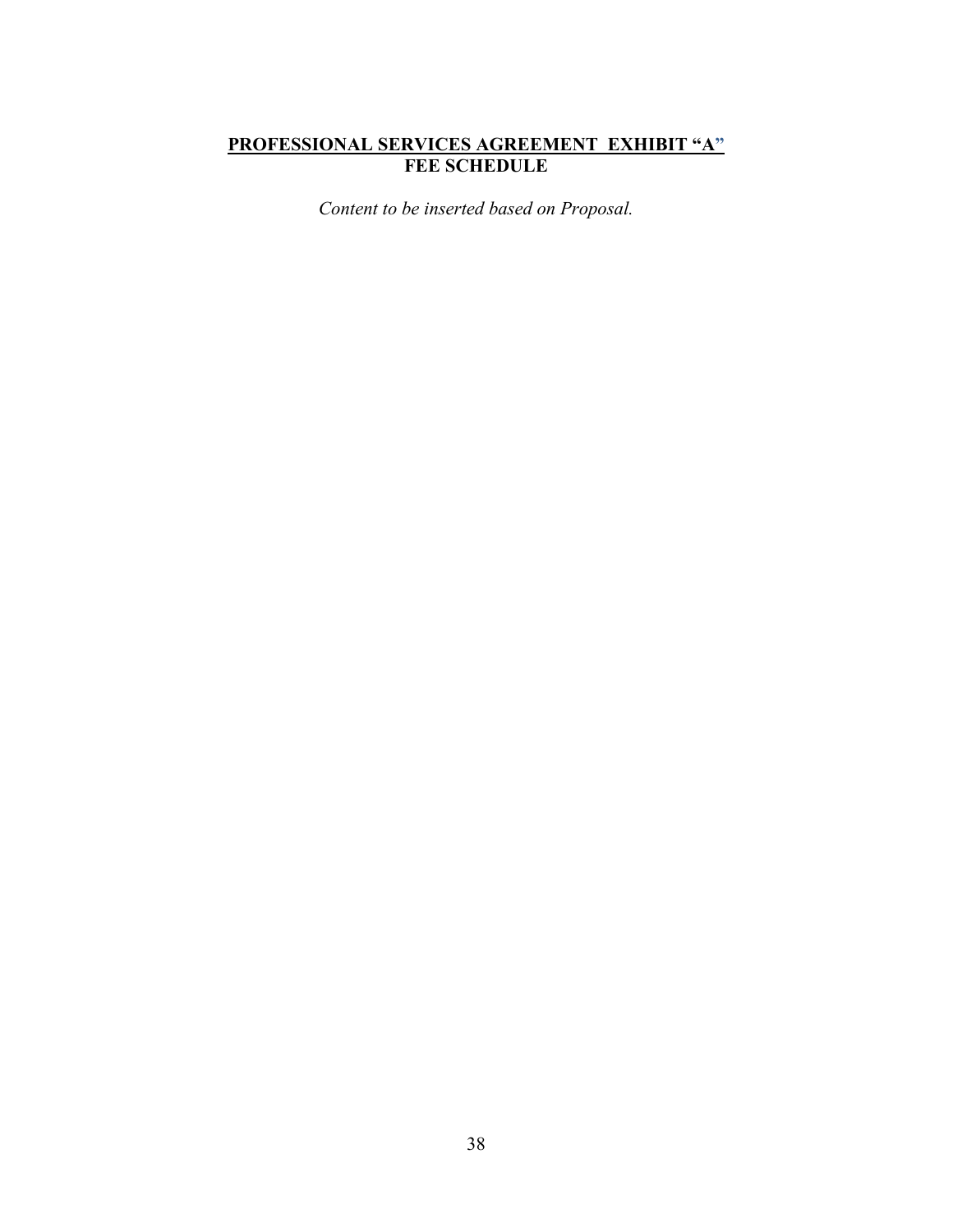**<u>PROFESSIONAL SERVICES AGREEMENT EXHIBIT “A”</u>**
**FEE SCHEDULE**

*Content to be inserted based on Proposal.*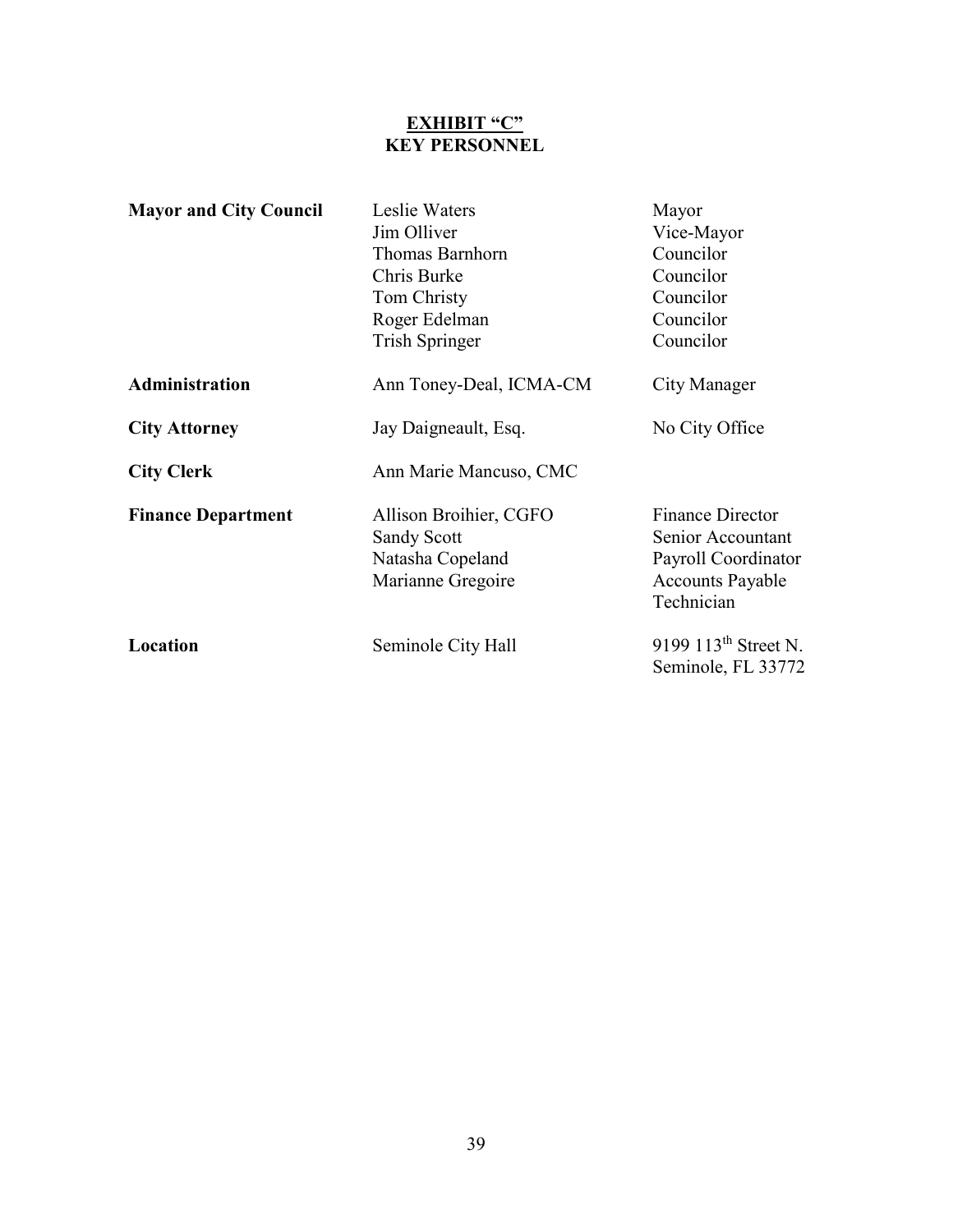## EXHIBIT "C"
## KEY PERSONNEL

| | | |
|---|---|---|
| **Mayor and City Council** | Leslie Waters | Mayor |
| | Jim Olliver | Vice-Mayor |
| | Thomas Barnhorn | Councilor |
| | Chris Burke | Councilor |
| | Tom Christy | Councilor |
| | Roger Edelman | Councilor |
| | Trish Springer | Councilor |
| **Administration** | Ann Toney-Deal, ICMA-CM | City Manager |
| **City Attorney** | Jay Daigneault, Esq. | No City Office |
| **City Clerk** | Ann Marie Mancuso, CMC | |
| **Finance Department** | Allison Broihier, CGFO | Finance Director |
| | Sandy Scott | Senior Accountant |
| | Natasha Copeland | Payroll Coordinator |
| | Marianne Gregoire | Accounts Payable Technician |
| **Location** | Seminole City Hall | 9199 113th Street N. Seminole, FL 33772 |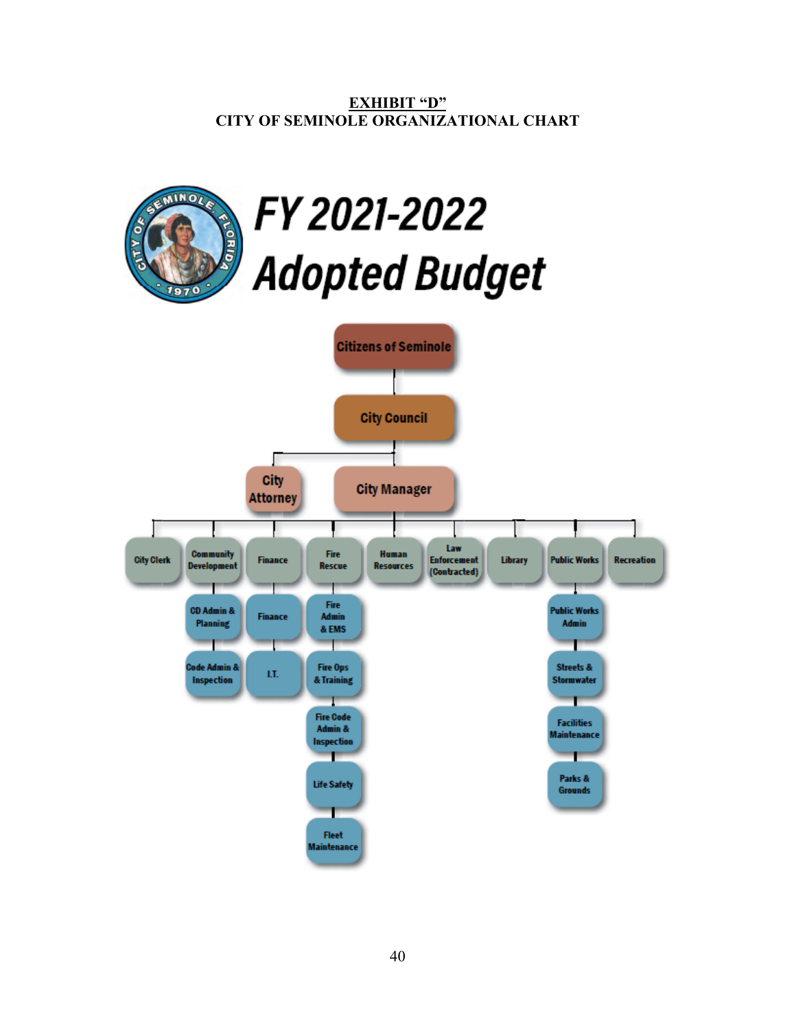**EXHIBIT "D"**
**CITY OF SEMINOLE ORGANIZATIONAL CHART**

# FY 2021-2022 Adopted Budget

Citizens of Seminole

City Council

City Attorney

City Manager

City Clerk

Community Development

- CD Admin & Planning
- Code Admin & Inspection

Finance

- Finance
- I.T.

Fire Rescue

- Fire Admin & EMS
- Fire Ops & Training
- Fire Code Admin & Inspection
- Life Safety
- Fleet Maintenance

Human Resources

Law Enforcement (Contracted)

Library

Public Works

- Public Works Admin
- Streets & Stormwater
- Facilities Maintenance
- Parks & Grounds

Recreation